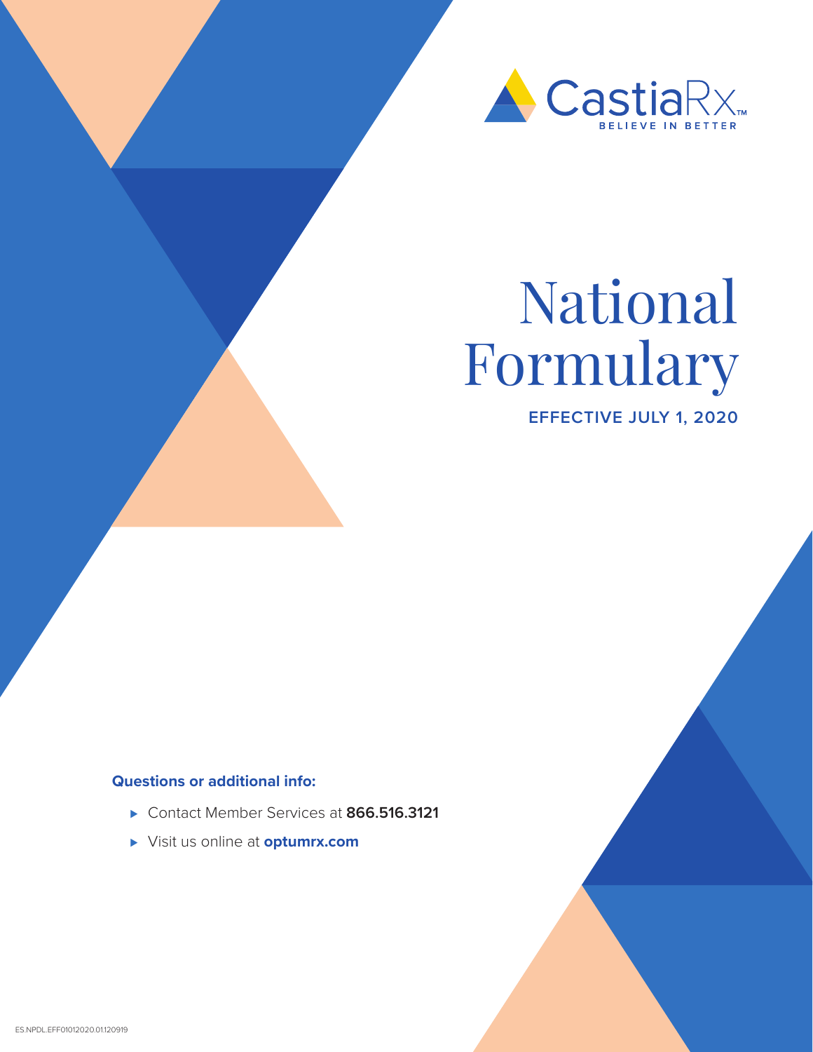CastiaRx™
BELIEVE IN BETTER

# National Formulary

**EFFECTIVE JULY 1, 2020**

**Questions or additional info:**

- Contact Member Services at **866.516.3121**
- Visit us online at **optumrx.com**

ES.NPDL.EFF01012020.01120919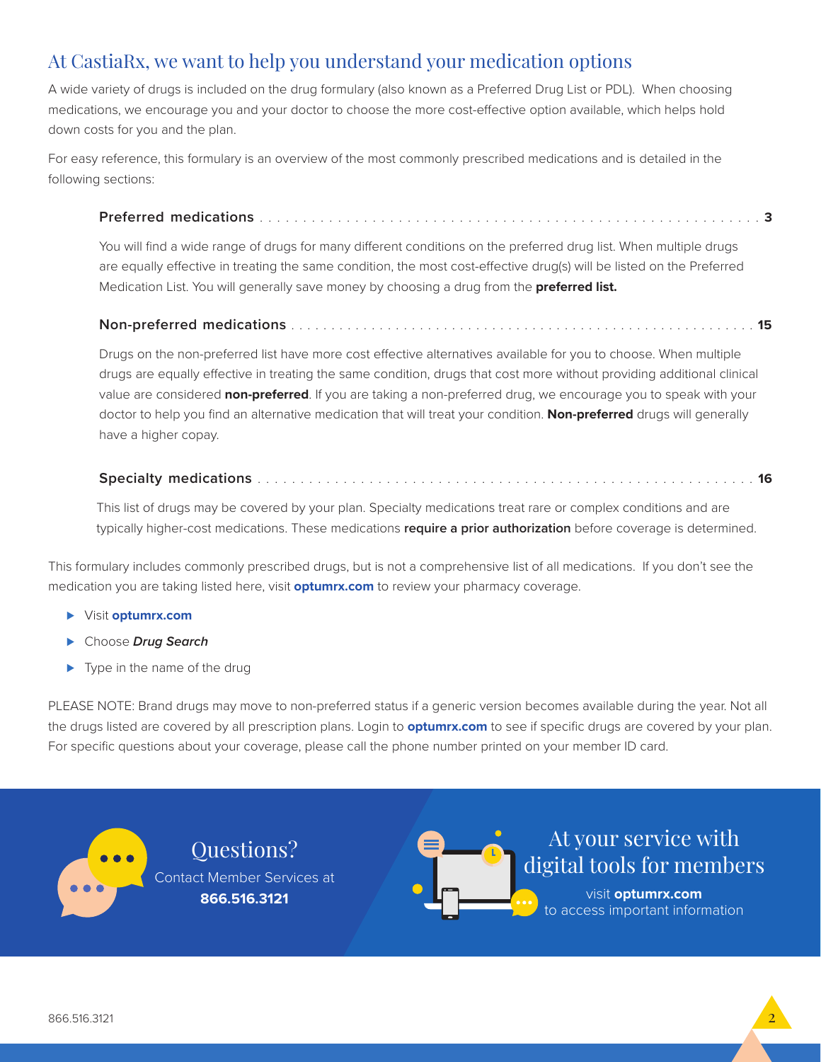# At CastiaRx, we want to help you understand your medication options

A wide variety of drugs is included on the drug formulary (also known as a Preferred Drug List or PDL). When choosing medications, we encourage you and your doctor to choose the more cost-effective option available, which helps hold down costs for you and the plan.

For easy reference, this formulary is an overview of the most commonly prescribed medications and is detailed in the following sections:

**Preferred medications** . . . . . . . . . . . . . . . . . . . . . . . . . . . . . . . . . . . . . . . . . . . . . . . . . . . . . . . . . . . . . . . . **3**

You will find a wide range of drugs for many different conditions on the preferred drug list. When multiple drugs are equally effective in treating the same condition, the most cost-effective drug(s) will be listed on the Preferred Medication List. You will generally save money by choosing a drug from the **preferred list.**

**Non-preferred medications** . . . . . . . . . . . . . . . . . . . . . . . . . . . . . . . . . . . . . . . . . . . . . . . . . . . . . . . . . . . **15**

Drugs on the non-preferred list have more cost effective alternatives available for you to choose. When multiple drugs are equally effective in treating the same condition, drugs that cost more without providing additional clinical value are considered **non-preferred**. If you are taking a non-preferred drug, we encourage you to speak with your doctor to help you find an alternative medication that will treat your condition. **Non-preferred** drugs will generally have a higher copay.

**Specialty medications** . . . . . . . . . . . . . . . . . . . . . . . . . . . . . . . . . . . . . . . . . . . . . . . . . . . . . . . . . . . . . . . . **16**

This list of drugs may be covered by your plan. Specialty medications treat rare or complex conditions and are typically higher-cost medications. These medications **require a prior authorization** before coverage is determined.

This formulary includes commonly prescribed drugs, but is not a comprehensive list of all medications. If you don't see the medication you are taking listed here, visit **optumrx.com** to review your pharmacy coverage.

- Visit **optumrx.com**
- Choose ***Drug Search***
- Type in the name of the drug

PLEASE NOTE: Brand drugs may move to non-preferred status if a generic version becomes available during the year. Not all the drugs listed are covered by all prescription plans. Login to **optumrx.com** to see if specific drugs are covered by your plan. For specific questions about your coverage, please call the phone number printed on your member ID card.

## Questions?

Contact Member Services at **866.516.3121**

## At your service with digital tools for members

visit **optumrx.com** to access important information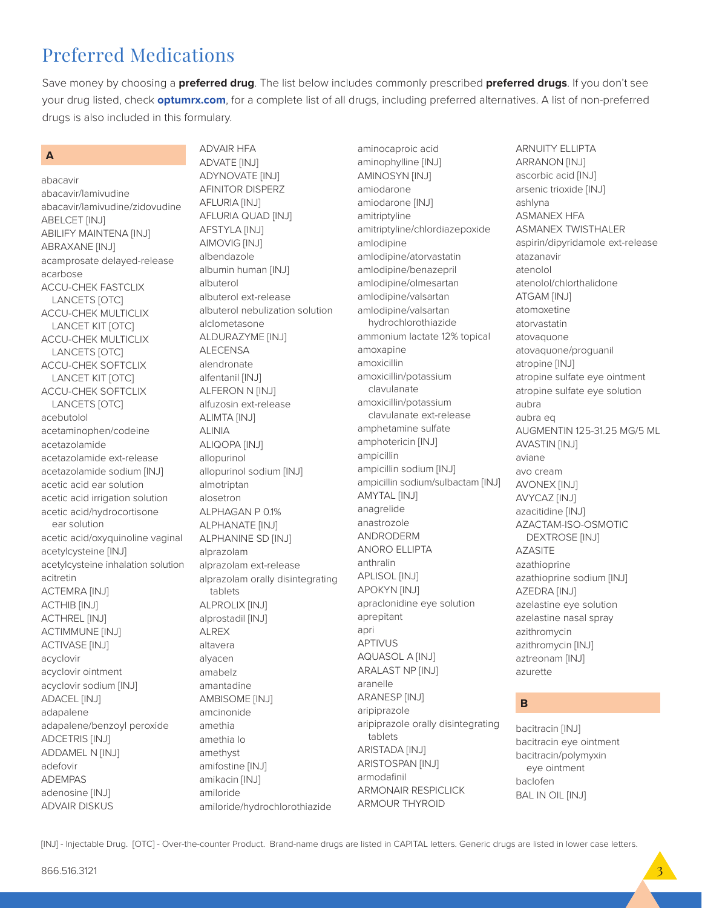# Preferred Medications

Save money by choosing a **preferred drug**. The list below includes commonly prescribed **preferred drugs**. If you don't see your drug listed, check **optumrx.com**, for a complete list of all drugs, including preferred alternatives. A list of non-preferred drugs is also included in this formulary.

## A

abacavir
abacavir/lamivudine
abacavir/lamivudine/zidovudine
ABELCET [INJ]
ABILIFY MAINTENA [INJ]
ABRAXANE [INJ]
acamprosate delayed-release
acarbose
ACCU-CHEK FASTCLIX LANCETS [OTC]
ACCU-CHEK MULTICLIX LANCET KIT [OTC]
ACCU-CHEK MULTICLIX LANCETS [OTC]
ACCU-CHEK SOFTCLIX LANCET KIT [OTC]
ACCU-CHEK SOFTCLIX LANCETS [OTC]
acebutolol
acetaminophen/codeine
acetazolamide
acetazolamide ext-release
acetazolamide sodium [INJ]
acetic acid ear solution
acetic acid irrigation solution
acetic acid/hydrocortisone ear solution
acetic acid/oxyquinoline vaginal
acetylcysteine [INJ]
acetylcysteine inhalation solution
acitretin
ACTEMRA [INJ]
ACTHIB [INJ]
ACTHREL [INJ]
ACTIMMUNE [INJ]
ACTIVASE [INJ]
acyclovir
acyclovir ointment
acyclovir sodium [INJ]
ADACEL [INJ]
adapalene
adapalene/benzoyl peroxide
ADCETRIS [INJ]
ADDAMEL N [INJ]
adefovir
ADEMPAS
adenosine [INJ]
ADVAIR DISKUS
ADVAIR HFA
ADVATE [INJ]
ADYNOVATE [INJ]
AFINITOR DISPERZ
AFLURIA [INJ]
AFLURIA QUAD [INJ]
AFSTYLA [INJ]
AIMOVIG [INJ]
albendazole
albumin human [INJ]
albuterol
albuterol ext-release
albuterol nebulization solution
alclometasone
ALDURAZYME [INJ]
ALECENSA
alendronate
alfentanil [INJ]
ALFERON N [INJ]
alfuzosin ext-release
ALIMTA [INJ]
ALINIA
ALIQOPA [INJ]
allopurinol
allopurinol sodium [INJ]
almotriptan
alosetron
ALPHAGAN P 0.1%
ALPHANATE [INJ]
ALPHANINE SD [INJ]
alprazolam
alprazolam ext-release
alprazolam orally disintegrating tablets
ALPROLIX [INJ]
alprostadil [INJ]
ALREX
altavera
alyacen
amabelz
amantadine
AMBISOME [INJ]
amcinonide
amethia
amethia lo
amethyst
amifostine [INJ]
amikacin [INJ]
amiloride
amiloride/hydrochlorothiazide
aminocaproic acid
aminophylline [INJ]
AMINOSYN [INJ]
amiodarone
amiodarone [INJ]
amitriptyline
amitriptyline/chlordiazepoxide
amlodipine
amlodipine/atorvastatin
amlodipine/benazepril
amlodipine/olmesartan
amlodipine/valsartan
amlodipine/valsartan hydrochlorothiazide
ammonium lactate 12% topical
amoxapine
amoxicillin
amoxicillin/potassium clavulanate
amoxicillin/potassium clavulanate ext-release
amphetamine sulfate
amphotericin [INJ]
ampicillin
ampicillin sodium [INJ]
ampicillin sodium/sulbactam [INJ]
AMYTAL [INJ]
anagrelide
anastrozole
ANDRODERM
ANORO ELLIPTA
anthralin
APLISOL [INJ]
APOKYN [INJ]
apraclonidine eye solution
aprepitant
apri
APTIVUS
AQUASOL A [INJ]
ARALAST NP [INJ]
aranelle
ARANESP [INJ]
aripiprazole
aripiprazole orally disintegrating tablets
ARISTADA [INJ]
ARISTOSPAN [INJ]
armodafinil
ARMONAIR RESPICLICK
ARMOUR THYROID
ARNUITY ELLIPTA
ARRANON [INJ]
ascorbic acid [INJ]
arsenic trioxide [INJ]
ashlyna
ASMANEX HFA
ASMANEX TWISTHALER
aspirin/dipyridamole ext-release
atazanavir
atenolol
atenolol/chlorthalidone
ATGAM [INJ]
atomoxetine
atorvastatin
atovaquone
atovaquone/proguanil
atropine [INJ]
atropine sulfate eye ointment
atropine sulfate eye solution
aubra
aubra eq
AUGMENTIN 125-31.25 MG/5 ML
AVASTIN [INJ]
aviane
avo cream
AVONEX [INJ]
AVYCAZ [INJ]
azacitidine [INJ]
AZACTAM-ISO-OSMOTIC DEXTROSE [INJ]
AZASITE
azathioprine
azathioprine sodium [INJ]
AZEDRA [INJ]
azelastine eye solution
azelastine nasal spray
azithromycin
azithromycin [INJ]
aztreonam [INJ]
azurette

## B

bacitracin [INJ]
bacitracin eye ointment
bacitracin/polymyxin eye ointment
baclofen
BAL IN OIL [INJ]

[INJ] - Injectable Drug. [OTC] - Over-the-counter Product. Brand-name drugs are listed in CAPITAL letters. Generic drugs are listed in lower case letters.

866.516.3121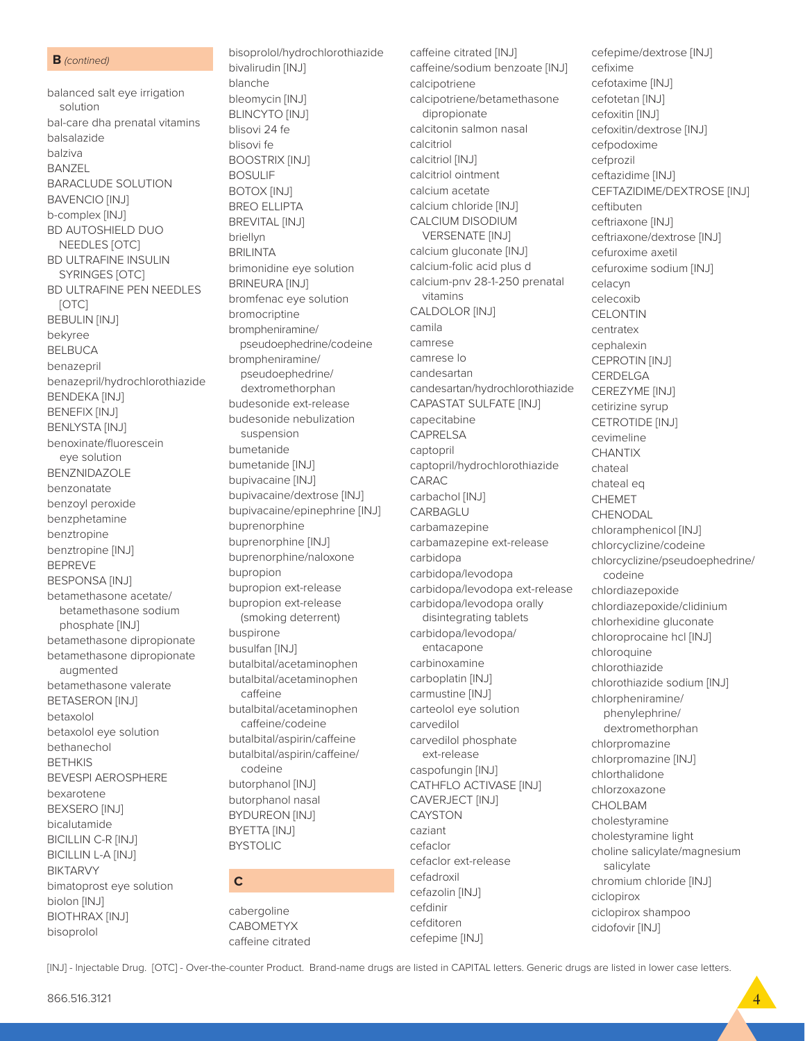## B *(contined)*

- balanced salt eye irrigation solution
- bal-care dha prenatal vitamins
- balsalazide
- balziva
- BANZEL
- BARACLUDE SOLUTION
- BAVENCIO [INJ]
- b-complex [INJ]
- BD AUTOSHIELD DUO NEEDLES [OTC]
- BD ULTRAFINE INSULIN SYRINGES [OTC]
- BD ULTRAFINE PEN NEEDLES [OTC]
- BEBULIN [INJ]
- bekyree
- BELBUCA
- benazepril
- benazepril/hydrochlorothiazide
- BENDEKA [INJ]
- BENEFIX [INJ]
- BENLYSTA [INJ]
- benoxinate/fluorescein eye solution
- BENZNIDAZOLE
- benzonatate
- benzoyl peroxide
- benzphetamine
- benztropine
- benztropine [INJ]
- BEPREVE
- BESPONSA [INJ]
- betamethasone acetate/ betamethasone sodium phosphate [INJ]
- betamethasone dipropionate
- betamethasone dipropionate augmented
- betamethasone valerate
- BETASERON [INJ]
- betaxolol
- betaxolol eye solution
- bethanechol
- BETHKIS
- BEVESPI AEROSPHERE
- bexarotene
- BEXSERO [INJ]
- bicalutamide
- BICILLIN C-R [INJ]
- BICILLIN L-A [INJ]
- BIKTARVY
- bimatoprost eye solution
- biolon [INJ]
- BIOTHRAX [INJ]
- bisoprolol
- bisoprolol/hydrochlorothiazide
- bivalirudin [INJ]
- blanche
- bleomycin [INJ]
- BLINCYTO [INJ]
- blisovi 24 fe
- blisovi fe
- BOOSTRIX [INJ]
- BOSULIF
- BOTOX [INJ]
- BREO ELLIPTA
- BREVITAL [INJ]
- briellyn
- BRILINTA
- brimonidine eye solution
- BRINEURA [INJ]
- bromfenac eye solution
- bromocriptine
- brompheniramine/ pseudoephedrine/codeine
- brompheniramine/ pseudoephedrine/ dextromethorphan
- budesonide ext-release
- budesonide nebulization suspension
- bumetanide
- bumetanide [INJ]
- bupivacaine [INJ]
- bupivacaine/dextrose [INJ]
- bupivacaine/epinephrine [INJ]
- buprenorphine
- buprenorphine [INJ]
- buprenorphine/naloxone
- bupropion
- bupropion ext-release
- bupropion ext-release (smoking deterrent)
- buspirone
- busulfan [INJ]
- butalbital/acetaminophen
- butalbital/acetaminophen caffeine
- butalbital/acetaminophen caffeine/codeine
- butalbital/aspirin/caffeine
- butalbital/aspirin/caffeine/ codeine
- butorphanol [INJ]
- butorphanol nasal
- BYDUREON [INJ]
- BYETTA [INJ]
- BYSTOLIC

## C

- cabergoline
- CABOMETYX
- caffeine citrated
- caffeine citrated [INJ]
- caffeine/sodium benzoate [INJ]
- calcipotriene
- calcipotriene/betamethasone dipropionate
- calcitonin salmon nasal
- calcitriol
- calcitriol [INJ]
- calcitriol ointment
- calcium acetate
- calcium chloride [INJ]
- CALCIUM DISODIUM VERSENATE [INJ]
- calcium gluconate [INJ]
- calcium-folic acid plus d
- calcium-pnv 28-1-250 prenatal vitamins
- CALDOLOR [INJ]
- camila
- camrese
- camrese lo
- candesartan
- candesartan/hydrochlorothiazide
- CAPASTAT SULFATE [INJ]
- capecitabine
- CAPRELSA
- captopril
- captopril/hydrochlorothiazide
- CARAC
- carbachol [INJ]
- CARBAGLU
- carbamazepine
- carbamazepine ext-release
- carbidopa
- carbidopa/levodopa
- carbidopa/levodopa ext-release
- carbidopa/levodopa orally disintegrating tablets
- carbidopa/levodopa/ entacapone
- carbinoxamine
- carboplatin [INJ]
- carmustine [INJ]
- carteolol eye solution
- carvedilol
- carvedilol phosphate ext-release
- caspofungin [INJ]
- CATHFLO ACTIVASE [INJ]
- CAVERJECT [INJ]
- CAYSTON
- caziant
- cefaclor
- cefaclor ext-release
- cefadroxil
- cefazolin [INJ]
- cefdinir
- cefditoren
- cefepime [INJ]
- cefepime/dextrose [INJ]
- cefixime
- cefotaxime [INJ]
- cefotetan [INJ]
- cefoxitin [INJ]
- cefoxitin/dextrose [INJ]
- cefpodoxime
- cefprozil
- ceftazidime [INJ]
- CEFTAZIDIME/DEXTROSE [INJ]
- ceftibuten
- ceftriaxone [INJ]
- ceftriaxone/dextrose [INJ]
- cefuroxime axetil
- cefuroxime sodium [INJ]
- celacyn
- celecoxib
- CELONTIN
- centratex
- cephalexin
- CEPROTIN [INJ]
- CERDELGA
- CEREZYME [INJ]
- cetirizine syrup
- CETROTIDE [INJ]
- cevimeline
- CHANTIX
- chateal
- chateal eq
- CHEMET
- CHENODAL
- chloramphenicol [INJ]
- chlorcyclizine/codeine
- chlorcyclizine/pseudoephedrine/ codeine
- chlordiazepoxide
- chlordiazepoxide/clidinium
- chlorhexidine gluconate
- chloroprocaine hcl [INJ]
- chloroquine
- chlorothiazide
- chlorothiazide sodium [INJ]
- chlorpheniramine/ phenylephrine/ dextromethorphan
- chlorpromazine
- chlorpromazine [INJ]
- chlorthalidone
- chlorzoxazone
- CHOLBAM
- cholestyramine
- cholestyramine light
- choline salicylate/magnesium salicylate
- chromium chloride [INJ]
- ciclopirox
- ciclopirox shampoo
- cidofovir [INJ]

[INJ] - Injectable Drug. [OTC] - Over-the-counter Product. Brand-name drugs are listed in CAPITAL letters. Generic drugs are listed in lower case letters.

866.516.3121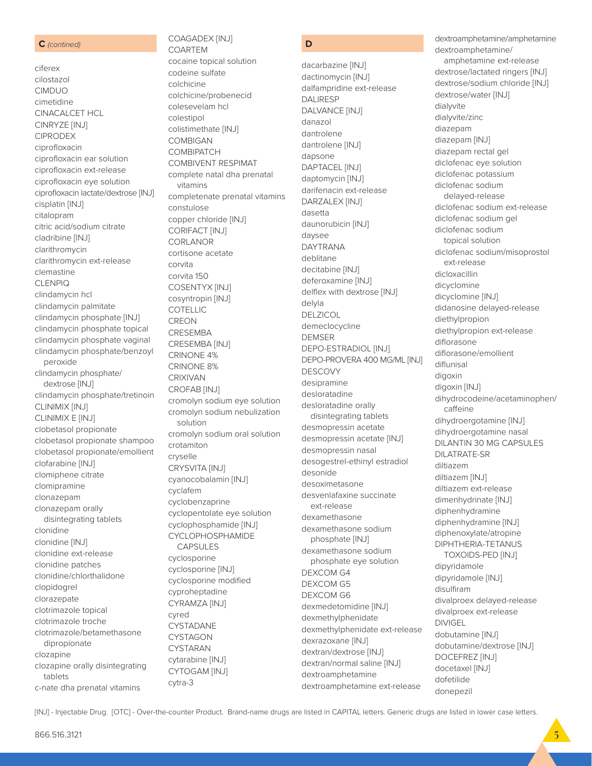## C *(contined)*

- ciferex
- cilostazol
- CIMDUO
- cimetidine
- CINACALCET HCL
- CINRYZE [INJ]
- CIPRODEX
- ciprofloxacin
- ciprofloxacin ear solution
- ciprofloxacin ext-release
- ciprofloxacin eye solution
- ciprofloxacin lactate/dextrose [INJ]
- cisplatin [INJ]
- citalopram
- citric acid/sodium citrate
- cladribine [INJ]
- clarithromycin
- clarithromycin ext-release
- clemastine
- CLENPIQ
- clindamycin hcl
- clindamycin palmitate
- clindamycin phosphate [INJ]
- clindamycin phosphate topical
- clindamycin phosphate vaginal
- clindamycin phosphate/benzoyl peroxide
- clindamycin phosphate/dextrose [INJ]
- clindamycin phosphate/tretinoin
- CLINIMIX [INJ]
- CLINIMIX E [INJ]
- clobetasol propionate
- clobetasol propionate shampoo
- clobetasol propionate/emollient
- clofarabine [INJ]
- clomiphene citrate
- clomipramine
- clonazepam
- clonazepam orally disintegrating tablets
- clonidine
- clonidine [INJ]
- clonidine ext-release
- clonidine patches
- clonidine/chlorthalidone
- clopidogrel
- clorazepate
- clotrimazole topical
- clotrimazole troche
- clotrimazole/betamethasone dipropionate
- clozapine
- clozapine orally disintegrating tablets
- c-nate dha prenatal vitamins
- COAGADEX [INJ]
- COARTEM
- cocaine topical solution
- codeine sulfate
- colchicine
- colchicine/probenecid
- colesevelam hcl
- colestipol
- colistimethate [INJ]
- COMBIGAN
- COMBIPATCH
- COMBIVENT RESPIMAT
- complete natal dha prenatal vitamins
- completenate prenatal vitamins
- constulose
- copper chloride [INJ]
- CORIFACT [INJ]
- CORLANOR
- cortisone acetate
- corvita
- corvita 150
- COSENTYX [INJ]
- cosyntropin [INJ]
- COTELLIC
- CREON
- CRESEMBA
- CRESEMBA [INJ]
- CRINONE 4%
- CRINONE 8%
- CRIXIVAN
- CROFAB [INJ]
- cromolyn sodium eye solution
- cromolyn sodium nebulization solution
- cromolyn sodium oral solution
- crotamiton
- cryselle
- CRYSVITA [INJ]
- cyanocobalamin [INJ]
- cyclafem
- cyclobenzaprine
- cyclopentolate eye solution
- cyclophosphamide [INJ]
- CYCLOPHOSPHAMIDE CAPSULES
- cyclosporine
- cyclosporine [INJ]
- cyclosporine modified
- cyproheptadine
- CYRAMZA [INJ]
- cyred
- CYSTADANE
- CYSTAGON
- CYSTARAN
- cytarabine [INJ]
- CYTOGAM [INJ]
- cytra-3

## D

- dacarbazine [INJ]
- dactinomycin [INJ]
- dalfampridine ext-release
- DALIRESP
- DALVANCE [INJ]
- danazol
- dantrolene
- dantrolene [INJ]
- dapsone
- DAPTACEL [INJ]
- daptomycin [INJ]
- darifenacin ext-release
- DARZALEX [INJ]
- dasetta
- daunorubicin [INJ]
- daysee
- DAYTRANA
- deblitane
- decitabine [INJ]
- deferoxamine [INJ]
- delflex with dextrose [INJ]
- delyla
- DELZICOL
- demeclocycline
- DEMSER
- DEPO-ESTRADIOL [INJ]
- DEPO-PROVERA 400 MG/ML [INJ]
- DESCOVY
- desipramine
- desloratadine
- desloratadine orally disintegrating tablets
- desmopressin acetate
- desmopressin acetate [INJ]
- desmopressin nasal
- desogestrel-ethinyl estradiol
- desonide
- desoximetasone
- desvenlafaxine succinate ext-release
- dexamethasone
- dexamethasone sodium phosphate [INJ]
- dexamethasone sodium phosphate eye solution
- DEXCOM G4
- DEXCOM G5
- DEXCOM G6
- dexmedetomidine [INJ]
- dexmethylphenidate
- dexmethylphenidate ext-release
- dexrazoxane [INJ]
- dextran/dextrose [INJ]
- dextran/normal saline [INJ]
- dextroamphetamine
- dextroamphetamine ext-release
- dextroamphetamine/amphetamine
- dextroamphetamine/amphetamine ext-release
- dextrose/lactated ringers [INJ]
- dextrose/sodium chloride [INJ]
- dextrose/water [INJ]
- dialyvite
- dialyvite/zinc
- diazepam
- diazepam [INJ]
- diazepam rectal gel
- diclofenac eye solution
- diclofenac potassium
- diclofenac sodium delayed-release
- diclofenac sodium ext-release
- diclofenac sodium gel
- diclofenac sodium topical solution
- diclofenac sodium/misoprostol ext-release
- dicloxacillin
- dicyclomine
- dicyclomine [INJ]
- didanosine delayed-release
- diethylpropion
- diethylpropion ext-release
- diflorasone
- diflorasone/emollient
- diflunisal
- digoxin
- digoxin [INJ]
- dihydrocodeine/acetaminophen/caffeine
- dihydroergotamine [INJ]
- dihydroergotamine nasal
- DILANTIN 30 MG CAPSULES
- DILATRATE-SR
- diltiazem
- diltiazem [INJ]
- diltiazem ext-release
- dimenhydrinate [INJ]
- diphenhydramine
- diphenhydramine [INJ]
- diphenoxylate/atropine
- DIPHTHERIA-TETANUS TOXOIDS-PED [INJ]
- dipyridamole
- dipyridamole [INJ]
- disulfiram
- divalproex delayed-release
- divalproex ext-release
- DIVIGEL
- dobutamine [INJ]
- dobutamine/dextrose [INJ]
- DOCEFREZ [INJ]
- docetaxel [INJ]
- dofetilide
- donepezil

[INJ] - Injectable Drug. [OTC] - Over-the-counter Product. Brand-name drugs are listed in CAPITAL letters. Generic drugs are listed in lower case letters.

866.516.3121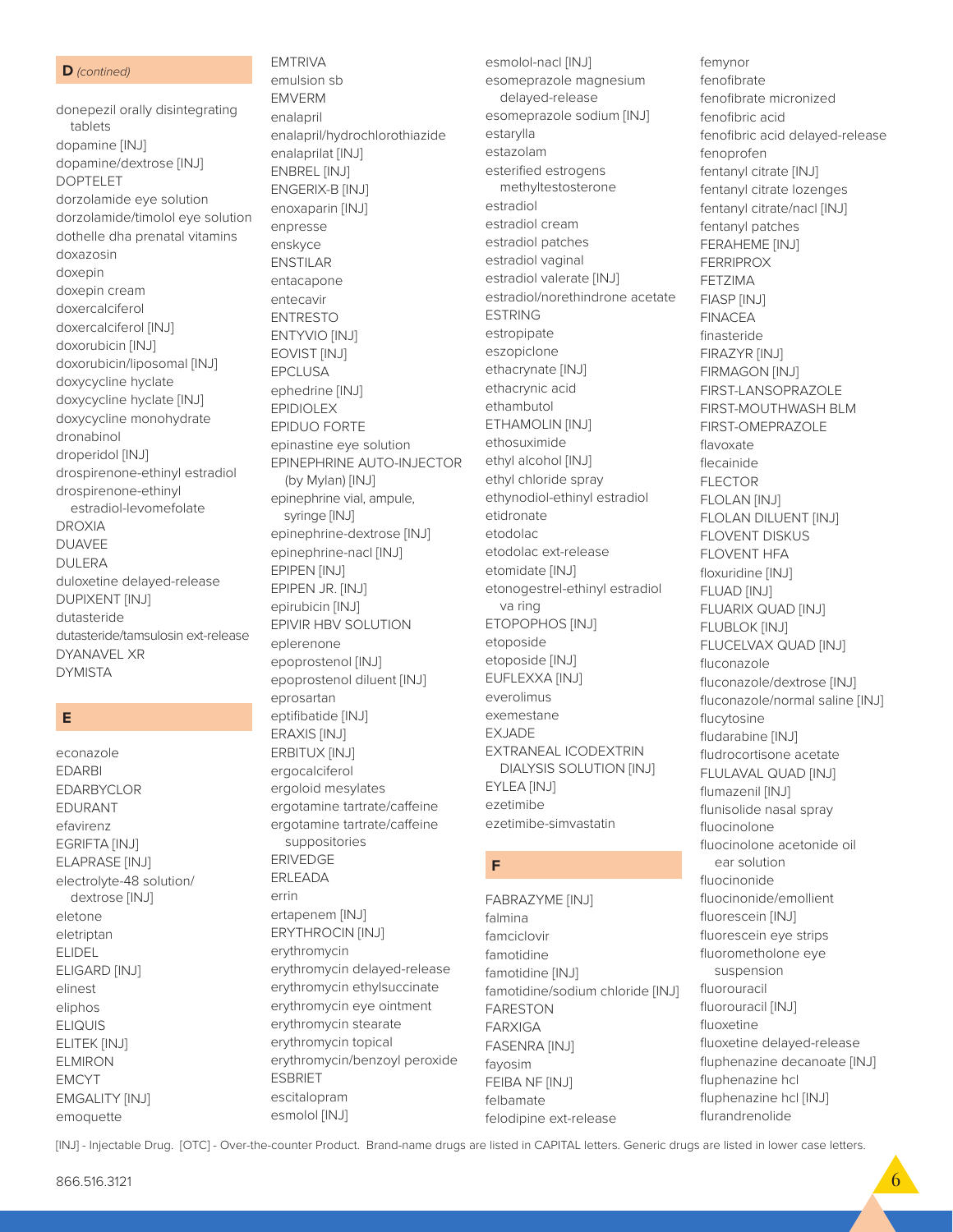## D *(contined)*

donepezil orally disintegrating tablets
dopamine [INJ]
dopamine/dextrose [INJ]
DOPTELET
dorzolamide eye solution
dorzolamide/timolol eye solution
dothelle dha prenatal vitamins
doxazosin
doxepin
doxepin cream
doxercalciferol
doxercalciferol [INJ]
doxorubicin [INJ]
doxorubicin/liposomal [INJ]
doxycycline hyclate
doxycycline hyclate [INJ]
doxycycline monohydrate
dronabinol
droperidol [INJ]
drospirenone-ethinyl estradiol
drospirenone-ethinyl estradiol-levomefolate
DROXIA
DUAVEE
DULERA
duloxetine delayed-release
DUPIXENT [INJ]
dutasteride
dutasteride/tamsulosin ext-release
DYANAVEL XR
DYMISTA

## E

econazole
EDARBI
EDARBYCLOR
EDURANT
efavirenz
EGRIFTA [INJ]
ELAPRASE [INJ]
electrolyte-48 solution/dextrose [INJ]
eletone
eletriptan
ELIDEL
ELIGARD [INJ]
elinest
eliphos
ELIQUIS
ELITEK [INJ]
ELMIRON
EMCYT
EMGALITY [INJ]
emoquette
EMTRIVA
emulsion sb
EMVERM
enalapril
enalapril/hydrochlorothiazide
enalaprilat [INJ]
ENBREL [INJ]
ENGERIX-B [INJ]
enoxaparin [INJ]
enpresse
enskyce
ENSTILAR
entacapone
entecavir
ENTRESTO
ENTYVIO [INJ]
EOVIST [INJ]
EPCLUSA
ephedrine [INJ]
EPIDIOLEX
EPIDUO FORTE
epinastine eye solution
EPINEPHRINE AUTO-INJECTOR (by Mylan) [INJ]
epinephrine vial, ampule, syringe [INJ]
epinephrine-dextrose [INJ]
epinephrine-nacl [INJ]
EPIPEN [INJ]
EPIPEN JR. [INJ]
epirubicin [INJ]
EPIVIR HBV SOLUTION
eplerenone
epoprostenol [INJ]
epoprostenol diluent [INJ]
eprosartan
eptifibatide [INJ]
ERAXIS [INJ]
ERBITUX [INJ]
ergocalciferol
ergoloid mesylates
ergotamine tartrate/caffeine
ergotamine tartrate/caffeine suppositories
ERIVEDGE
ERLEADA
errin
ertapenem [INJ]
ERYTHROCIN [INJ]
erythromycin
erythromycin delayed-release
erythromycin ethylsuccinate
erythromycin eye ointment
erythromycin stearate
erythromycin topical
erythromycin/benzoyl peroxide
ESBRIET
escitalopram
esmolol [INJ]
esmolol-nacl [INJ]
esomeprazole magnesium delayed-release
esomeprazole sodium [INJ]
estarylla
estazolam
esterified estrogens methyltestosterone
estradiol
estradiol cream
estradiol patches
estradiol vaginal
estradiol valerate [INJ]
estradiol/norethindrone acetate
ESTRING
estropipate
eszopiclone
ethacrynate [INJ]
ethacrynic acid
ethambutol
ETHAMOLIN [INJ]
ethosuximide
ethyl alcohol [INJ]
ethyl chloride spray
ethynodiol-ethinyl estradiol
etidronate
etodolac
etodolac ext-release
etomidate [INJ]
etonogestrel-ethinyl estradiol va ring
ETOPOPHOS [INJ]
etoposide
etoposide [INJ]
EUFLEXXA [INJ]
everolimus
exemestane
EXJADE
EXTRANEAL ICODEXTRIN DIALYSIS SOLUTION [INJ]
EYLEA [INJ]
ezetimibe
ezetimibe-simvastatin

## F

FABRAZYME [INJ]
falmina
famciclovir
famotidine
famotidine [INJ]
famotidine/sodium chloride [INJ]
FARESTON
FARXIGA
FASENRA [INJ]
fayosim
FEIBA NF [INJ]
felbamate
felodipine ext-release
femynor
fenofibrate
fenofibrate micronized
fenofibric acid
fenofibric acid delayed-release
fenoprofen
fentanyl citrate [INJ]
fentanyl citrate lozenges
fentanyl citrate/nacl [INJ]
fentanyl patches
FERAHEME [INJ]
FERRIPROX
FETZIMA
FIASP [INJ]
FINACEA
finasteride
FIRAZYR [INJ]
FIRMAGON [INJ]
FIRST-LANSOPRAZOLE
FIRST-MOUTHWASH BLM
FIRST-OMEPRAZOLE
flavoxate
flecainide
FLECTOR
FLOLAN [INJ]
FLOLAN DILUENT [INJ]
FLOVENT DISKUS
FLOVENT HFA
floxuridine [INJ]
FLUAD [INJ]
FLUARIX QUAD [INJ]
FLUBLOK [INJ]
FLUCELVAX QUAD [INJ]
fluconazole
fluconazole/dextrose [INJ]
fluconazole/normal saline [INJ]
flucytosine
fludarabine [INJ]
fludrocortisone acetate
FLULAVAL QUAD [INJ]
flumazenil [INJ]
flunisolide nasal spray
fluocinolone
fluocinolone acetonide oil ear solution
fluocinonide
fluocinonide/emollient
fluorescein [INJ]
fluorescein eye strips
fluorometholone eye suspension
fluorouracil
fluorouracil [INJ]
fluoxetine
fluoxetine delayed-release
fluphenazine decanoate [INJ]
fluphenazine hcl
fluphenazine hcl [INJ]
flurandrenolide

[INJ] - Injectable Drug. [OTC] - Over-the-counter Product. Brand-name drugs are listed in CAPITAL letters. Generic drugs are listed in lower case letters.

866.516.3121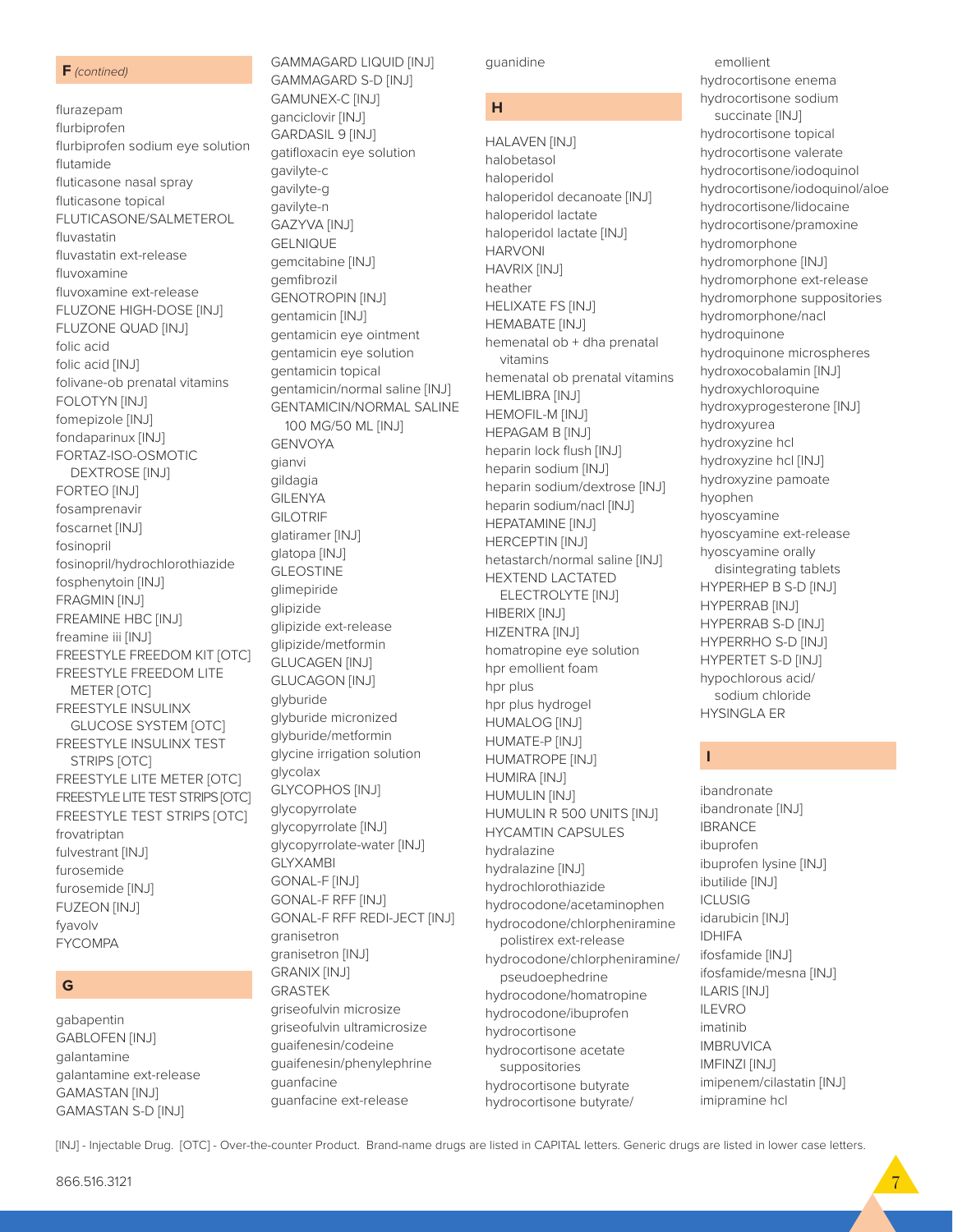## F *(contined)*

flurazepam
flurbiprofen
flurbiprofen sodium eye solution
flutamide
fluticasone nasal spray
fluticasone topical
FLUTICASONE/SALMETEROL
fluvastatin
fluvastatin ext-release
fluvoxamine
fluvoxamine ext-release
FLUZONE HIGH-DOSE [INJ]
FLUZONE QUAD [INJ]
folic acid
folic acid [INJ]
folivane-ob prenatal vitamins
FOLOTYN [INJ]
fomepizole [INJ]
fondaparinux [INJ]
FORTAZ-ISO-OSMOTIC DEXTROSE [INJ]
FORTEO [INJ]
fosamprenavir
foscarnet [INJ]
fosinopril
fosinopril/hydrochlorothiazide
fosphenytoin [INJ]
FRAGMIN [INJ]
FREAMINE HBC [INJ]
freamine iii [INJ]
FREESTYLE FREEDOM KIT [OTC]
FREESTYLE FREEDOM LITE METER [OTC]
FREESTYLE INSULINX GLUCOSE SYSTEM [OTC]
FREESTYLE INSULINX TEST STRIPS [OTC]
FREESTYLE LITE METER [OTC]
FREESTYLE LITE TEST STRIPS [OTC]
FREESTYLE TEST STRIPS [OTC]
frovatriptan
fulvestrant [INJ]
furosemide
furosemide [INJ]
FUZEON [INJ]
fyavolv
FYCOMPA

## G

gabapentin
GABLOFEN [INJ]
galantamine
galantamine ext-release
GAMASTAN [INJ]
GAMASTAN S-D [INJ]
GAMMAGARD LIQUID [INJ]
GAMMAGARD S-D [INJ]
GAMUNEX-C [INJ]
ganciclovir [INJ]
GARDASIL 9 [INJ]
gatifloxacin eye solution
gavilyte-c
gavilyte-g
gavilyte-n
GAZYVA [INJ]
GELNIQUE
gemcitabine [INJ]
gemfibrozil
GENOTROPIN [INJ]
gentamicin [INJ]
gentamicin eye ointment
gentamicin eye solution
gentamicin topical
gentamicin/normal saline [INJ]
GENTAMICIN/NORMAL SALINE 100 MG/50 ML [INJ]
GENVOYA
gianvi
gildagia
GILENYA
GILOTRIF
glatiramer [INJ]
glatopa [INJ]
GLEOSTINE
glimepiride
glipizide
glipizide ext-release
glipizide/metformin
GLUCAGEN [INJ]
GLUCAGON [INJ]
glyburide
glyburide micronized
glyburide/metformin
glycine irrigation solution
glycolax
GLYCOPHOS [INJ]
glycopyrrolate
glycopyrrolate [INJ]
glycopyrrolate-water [INJ]
GLYXAMBI
GONAL-F [INJ]
GONAL-F RFF [INJ]
GONAL-F RFF REDI-JECT [INJ]
granisetron
granisetron [INJ]
GRANIX [INJ]
GRASTEK
griseofulvin microsize
griseofulvin ultramicrosize
guaifenesin/codeine
guaifenesin/phenylephrine
guanfacine
guanfacine ext-release
guanidine

## H

HALAVEN [INJ]
halobetasol
haloperidol
haloperidol decanoate [INJ]
haloperidol lactate
haloperidol lactate [INJ]
HARVONI
HAVRIX [INJ]
heather
HELIXATE FS [INJ]
HEMABATE [INJ]
hemenatal ob + dha prenatal vitamins
hemenatal ob prenatal vitamins
HEMLIBRA [INJ]
HEMOFIL-M [INJ]
HEPAGAM B [INJ]
heparin lock flush [INJ]
heparin sodium [INJ]
heparin sodium/dextrose [INJ]
heparin sodium/nacl [INJ]
HEPATAMINE [INJ]
HERCEPTIN [INJ]
hetastarch/normal saline [INJ]
HEXTEND LACTATED ELECTROLYTE [INJ]
HIBERIX [INJ]
HIZENTRA [INJ]
homatropine eye solution
hpr emollient foam
hpr plus
hpr plus hydrogel
HUMALOG [INJ]
HUMATE-P [INJ]
HUMATROPE [INJ]
HUMIRA [INJ]
HUMULIN [INJ]
HUMULIN R 500 UNITS [INJ]
HYCAMTIN CAPSULES
hydralazine
hydralazine [INJ]
hydrochlorothiazide
hydrocodone/acetaminophen
hydrocodone/chlorpheniramine polistirex ext-release
hydrocodone/chlorpheniramine/pseudoephedrine
hydrocodone/homatropine
hydrocodone/ibuprofen
hydrocortisone
hydrocortisone acetate suppositories
hydrocortisone butyrate
hydrocortisone butyrate/emollient
hydrocortisone enema
hydrocortisone sodium succinate [INJ]
hydrocortisone topical
hydrocortisone valerate
hydrocortisone/iodoquinol
hydrocortisone/iodoquinol/aloe
hydrocortisone/lidocaine
hydrocortisone/pramoxine
hydromorphone
hydromorphone [INJ]
hydromorphone ext-release
hydromorphone suppositories
hydromorphone/nacl
hydroquinone
hydroquinone microspheres
hydroxocobalamin [INJ]
hydroxychloroquine
hydroxyprogesterone [INJ]
hydroxyurea
hydroxyzine hcl
hydroxyzine hcl [INJ]
hydroxyzine pamoate
hyophen
hyoscyamine
hyoscyamine ext-release
hyoscyamine orally disintegrating tablets
HYPERHEP B S-D [INJ]
HYPERRAB [INJ]
HYPERRAB S-D [INJ]
HYPERRHO S-D [INJ]
HYPERTET S-D [INJ]
hypochlorous acid/sodium chloride
HYSINGLA ER

## I

ibandronate
ibandronate [INJ]
IBRANCE
ibuprofen
ibuprofen lysine [INJ]
ibutilide [INJ]
ICLUSIG
idarubicin [INJ]
IDHIFA
ifosfamide [INJ]
ifosfamide/mesna [INJ]
ILARIS [INJ]
ILEVRO
imatinib
IMBRUVICA
IMFINZI [INJ]
imipenem/cilastatin [INJ]
imipramine hcl

[INJ] - Injectable Drug. [OTC] - Over-the-counter Product. Brand-name drugs are listed in CAPITAL letters. Generic drugs are listed in lower case letters.

866.516.3121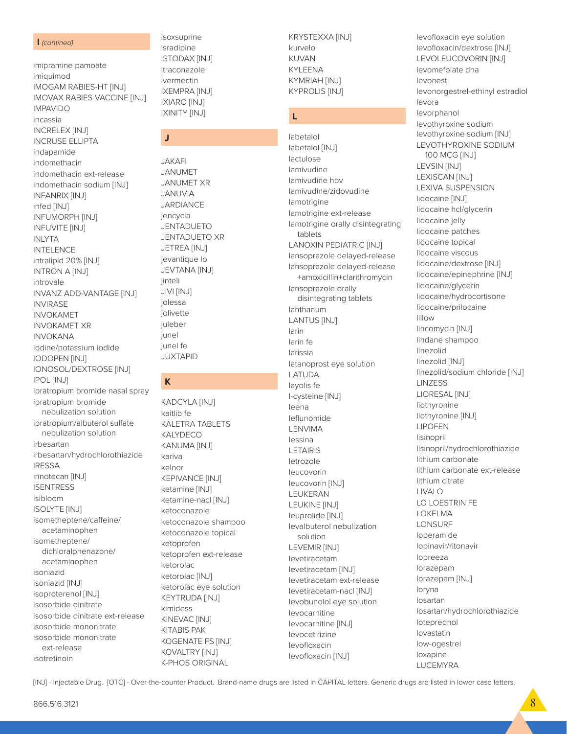## I *(contined)*

imipramine pamoate
imiquimod
IMOGAM RABIES-HT [INJ]
IMOVAX RABIES VACCINE [INJ]
IMPAVIDO
incassia
INCRELEX [INJ]
INCRUSE ELLIPTA
indapamide
indomethacin
indomethacin ext-release
indomethacin sodium [INJ]
INFANRIX [INJ]
infed [INJ]
INFUMORPH [INJ]
INFUVITE [INJ]
INLYTA
INTELENCE
intralipid 20% [INJ]
INTRON A [INJ]
introvale
INVANZ ADD-VANTAGE [INJ]
INVIRASE
INVOKAMET
INVOKAMET XR
INVOKANA
iodine/potassium iodide
IODOPEN [INJ]
IONOSOL/DEXTROSE [INJ]
IPOL [INJ]
ipratropium bromide nasal spray
ipratropium bromide nebulization solution
ipratropium/albuterol sulfate nebulization solution
irbesartan
irbesartan/hydrochlorothiazide
IRESSA
irinotecan [INJ]
ISENTRESS
isibloom
ISOLYTE [INJ]
isometheptene/caffeine/acetaminophen
isometheptene/dichloralphenazone/acetaminophen
isoniazid
isoniazid [INJ]
isoproterenol [INJ]
isosorbide dinitrate
isosorbide dinitrate ext-release
isosorbide mononitrate
isosorbide mononitrate ext-release
isotretinoin
isoxsuprine
isradipine
ISTODAX [INJ]
itraconazole
ivermectin
IXEMPRA [INJ]
IXIARO [INJ]
IXINITY [INJ]

## J

JAKAFI
JANUMET
JANUMET XR
JANUVIA
JARDIANCE
jencycla
JENTADUETO
JENTADUETO XR
JETREA [INJ]
jevantique lo
JEVTANA [INJ]
jinteli
JIVI [INJ]
jolessa
jolivette
juleber
junel
junel fe
JUXTAPID

## K

KADCYLA [INJ]
kaitlib fe
KALETRA TABLETS
KALYDECO
KANUMA [INJ]
kariva
kelnor
KEPIVANCE [INJ]
ketamine [INJ]
ketamine-nacl [INJ]
ketoconazole
ketoconazole shampoo
ketoconazole topical
ketoprofen
ketoprofen ext-release
ketorolac
ketorolac [INJ]
ketorolac eye solution
KEYTRUDA [INJ]
kimidess
KINEVAC [INJ]
KITABIS PAK
KOGENATE FS [INJ]
KOVALTRY [INJ]
K-PHOS ORIGINAL
KRYSTEXXA [INJ]
kurvelo
KUVAN
KYLEENA
KYMRIAH [INJ]
KYPROLIS [INJ]

## L

labetalol
labetalol [INJ]
lactulose
lamivudine
lamivudine hbv
lamivudine/zidovudine
lamotrigine
lamotrigine ext-release
lamotrigine orally disintegrating tablets
LANOXIN PEDIATRIC [INJ]
lansoprazole delayed-release
lansoprazole delayed-release +amoxicillin+clarithromycin
lansoprazole orally disintegrating tablets
lanthanum
LANTUS [INJ]
larin
larin fe
larissia
latanoprost eye solution
LATUDA
layolis fe
l-cysteine [INJ]
leena
leflunomide
LENVIMA
lessina
LETAIRIS
letrozole
leucovorin
leucovorin [INJ]
LEUKERAN
LEUKINE [INJ]
leuprolide [INJ]
levalbuterol nebulization solution
LEVEMIR [INJ]
levetiracetam
levetiracetam [INJ]
levetiracetam ext-release
levetiracetam-nacl [INJ]
levobunolol eye solution
levocarnitine
levocarnitine [INJ]
levocetirizine
levofloxacin
levofloxacin [INJ]
levofloxacin eye solution
levofloxacin/dextrose [INJ]
LEVOLEUCOVORIN [INJ]
levomefolate dha
levonest
levonorgestrel-ethinyl estradiol
levora
levorphanol
levothyroxine sodium
levothyroxine sodium [INJ]
LEVOTHYROXINE SODIUM 100 MCG [INJ]
LEVSIN [INJ]
LEXISCAN [INJ]
LEXIVA SUSPENSION
lidocaine [INJ]
lidocaine hcl/glycerin
lidocaine jelly
lidocaine patches
lidocaine topical
lidocaine viscous
lidocaine/dextrose [INJ]
lidocaine/epinephrine [INJ]
lidocaine/glycerin
lidocaine/hydrocortisone
lidocaine/prilocaine
lillow
lincomycin [INJ]
lindane shampoo
linezolid
linezolid [INJ]
linezolid/sodium chloride [INJ]
LINZESS
LIORESAL [INJ]
liothyronine
liothyronine [INJ]
LIPOFEN
lisinopril
lisinopril/hydrochlorothiazide
lithium carbonate
lithium carbonate ext-release
lithium citrate
LIVALO
LO LOESTRIN FE
LOKELMA
LONSURF
loperamide
lopinavir/ritonavir
lopreeza
lorazepam
lorazepam [INJ]
loryna
losartan
losartan/hydrochlorothiazide
loteprednol
lovastatin
low-ogestrel
loxapine
LUCEMYRA

[INJ] - Injectable Drug. [OTC] - Over-the-counter Product. Brand-name drugs are listed in CAPITAL letters. Generic drugs are listed in lower case letters.

866.516.3121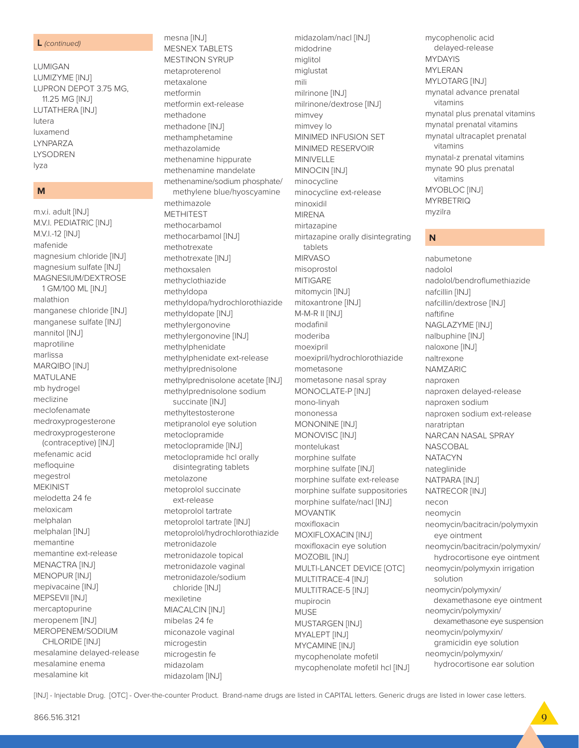### L *(continued)*

LUMIGAN
LUMIZYME [INJ]
LUPRON DEPOT 3.75 MG, 11.25 MG [INJ]
LUTATHERA [INJ]
lutera
luxamend
LYNPARZA
LYSODREN
lyza

### M

m.v.i. adult [INJ]
M.V.I. PEDIATRIC [INJ]
M.V.I.-12 [INJ]
mafenide
magnesium chloride [INJ]
magnesium sulfate [INJ]
MAGNESIUM/DEXTROSE 1 GM/100 ML [INJ]
malathion
manganese chloride [INJ]
manganese sulfate [INJ]
mannitol [INJ]
maprotiline
marlissa
MARQIBO [INJ]
MATULANE
mb hydrogel
meclizine
meclofenamate
medroxyprogesterone
medroxyprogesterone (contraceptive) [INJ]
mefenamic acid
mefloquine
megestrol
MEKINIST
melodetta 24 fe
meloxicam
melphalan
melphalan [INJ]
memantine
memantine ext-release
MENACTRA [INJ]
MENOPUR [INJ]
mepivacaine [INJ]
MEPSEVII [INJ]
mercaptopurine
meropenem [INJ]
MEROPENEM/SODIUM CHLORIDE [INJ]
mesalamine delayed-release
mesalamine enema
mesalamine kit
mesna [INJ]
MESNEX TABLETS
MESTINON SYRUP
metaproterenol
metaxalone
metformin
metformin ext-release
methadone
methadone [INJ]
methamphetamine
methazolamide
methenamine hippurate
methenamine mandelate
methenamine/sodium phosphate/ methylene blue/hyoscyamine
methimazole
METHITEST
methocarbamol
methocarbamol [INJ]
methotrexate
methotrexate [INJ]
methoxsalen
methyclothiazide
methyldopa
methyldopa/hydrochlorothiazide
methyldopate [INJ]
methylergonovine
methylergonovine [INJ]
methylphenidate
methylphenidate ext-release
methylprednisolone
methylprednisolone acetate [INJ]
methylprednisolone sodium succinate [INJ]
methyltestosterone
metipranolol eye solution
metoclopramide
metoclopramide [INJ]
metoclopramide hcl orally disintegrating tablets
metolazone
metoprolol succinate ext-release
metoprolol tartrate
metoprolol tartrate [INJ]
metoprolol/hydrochlorothiazide
metronidazole
metronidazole topical
metronidazole vaginal
metronidazole/sodium chloride [INJ]
mexiletine
MIACALCIN [INJ]
mibelas 24 fe
miconazole vaginal
microgestin
microgestin fe
midazolam
midazolam [INJ]
midazolam/nacl [INJ]
midodrine
miglitol
miglustat
mili
milrinone [INJ]
milrinone/dextrose [INJ]
mimvey
mimvey lo
MINIMED INFUSION SET
MINIMED RESERVOIR
MINIVELLE
MINOCIN [INJ]
minocycline
minocycline ext-release
minoxidil
MIRENA
mirtazapine
mirtazapine orally disintegrating tablets
MIRVASO
misoprostol
MITIGARE
mitomycin [INJ]
mitoxantrone [INJ]
M-M-R II [INJ]
modafinil
moderiba
moexipril
moexipril/hydrochlorothiazide
mometasone
mometasone nasal spray
MONOCLATE-P [INJ]
mono-linyah
mononessa
MONONINE [INJ]
MONOVISC [INJ]
montelukast
morphine sulfate
morphine sulfate [INJ]
morphine sulfate ext-release
morphine sulfate suppositories
morphine sulfate/nacl [INJ]
MOVANTIK
moxifloxacin
MOXIFLOXACIN [INJ]
moxifloxacin eye solution
MOZOBIL [INJ]
MULTI-LANCET DEVICE [OTC]
MULTITRACE-4 [INJ]
MULTITRACE-5 [INJ]
mupirocin
MUSE
MUSTARGEN [INJ]
MYALEPT [INJ]
MYCAMINE [INJ]
mycophenolate mofetil
mycophenolate mofetil hcl [INJ]
mycophenolic acid delayed-release
MYDAYIS
MYLERAN
MYLOTARG [INJ]
mynatal advance prenatal vitamins
mynatal plus prenatal vitamins
mynatal prenatal vitamins
mynatal ultracaplet prenatal vitamins
mynatal-z prenatal vitamins
mynate 90 plus prenatal vitamins
MYOBLOC [INJ]
MYRBETRIQ
myzilra

### N

nabumetone
nadolol
nadolol/bendroflumethiazide
nafcillin [INJ]
nafcillin/dextrose [INJ]
naftifine
NAGLAZYME [INJ]
nalbuphine [INJ]
naloxone [INJ]
naltrexone
NAMZARIC
naproxen
naproxen delayed-release
naproxen sodium
naproxen sodium ext-release
naratriptan
NARCAN NASAL SPRAY
NASCOBAL
NATACYN
nateglinide
NATPARA [INJ]
NATRECOR [INJ]
necon
neomycin
neomycin/bacitracin/polymyxin eye ointment
neomycin/bacitracin/polymyxin/ hydrocortisone eye ointment
neomycin/polymyxin irrigation solution
neomycin/polymyxin/ dexamethasone eye ointment
neomycin/polymyxin/ dexamethasone eye suspension
neomycin/polymyxin/ gramicidin eye solution
neomycin/polymyxin/ hydrocortisone ear solution

[INJ] - Injectable Drug. [OTC] - Over-the-counter Product. Brand-name drugs are listed in CAPITAL letters. Generic drugs are listed in lower case letters.

866.516.3121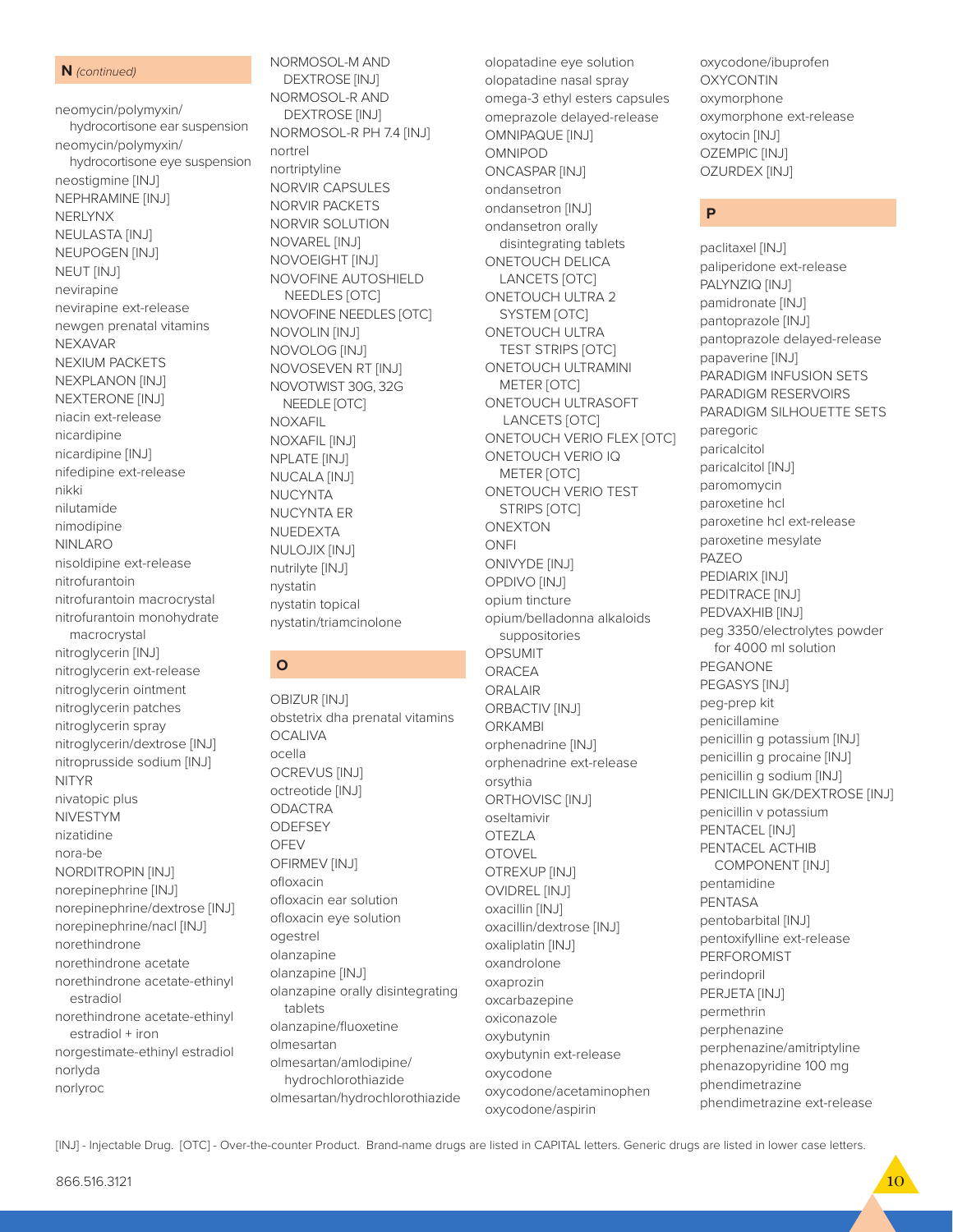## N *(continued)*

neomycin/polymyxin/hydrocortisone ear suspension
neomycin/polymyxin/hydrocortisone eye suspension
neostigmine [INJ]
NEPHRAMINE [INJ]
NERLYNX
NEULASTA [INJ]
NEUPOGEN [INJ]
NEUT [INJ]
nevirapine
nevirapine ext-release
newgen prenatal vitamins
NEXAVAR
NEXIUM PACKETS
NEXPLANON [INJ]
NEXTERONE [INJ]
niacin ext-release
nicardipine
nicardipine [INJ]
nifedipine ext-release
nikki
nilutamide
nimodipine
NINLARO
nisoldipine ext-release
nitrofurantoin
nitrofurantoin macrocrystal
nitrofurantoin monohydrate macrocrystal
nitroglycerin [INJ]
nitroglycerin ext-release
nitroglycerin ointment
nitroglycerin patches
nitroglycerin spray
nitroglycerin/dextrose [INJ]
nitroprusside sodium [INJ]
NITYR
nivatopic plus
NIVESTYM
nizatidine
nora-be
NORDITROPIN [INJ]
norepinephrine [INJ]
norepinephrine/dextrose [INJ]
norepinephrine/nacl [INJ]
norethindrone
norethindrone acetate
norethindrone acetate-ethinyl estradiol
norethindrone acetate-ethinyl estradiol + iron
norgestimate-ethinyl estradiol
norlyda
norlyroc
NORMOSOL-M AND DEXTROSE [INJ]
NORMOSOL-R AND DEXTROSE [INJ]
NORMOSOL-R PH 7.4 [INJ]
nortrel
nortriptyline
NORVIR CAPSULES
NORVIR PACKETS
NORVIR SOLUTION
NOVAREL [INJ]
NOVOEIGHT [INJ]
NOVOFINE AUTOSHIELD NEEDLES [OTC]
NOVOFINE NEEDLES [OTC]
NOVOLIN [INJ]
NOVOLOG [INJ]
NOVOSEVEN RT [INJ]
NOVOTWIST 30G, 32G NEEDLE [OTC]
NOXAFIL
NOXAFIL [INJ]
NPLATE [INJ]
NUCALA [INJ]
NUCYNTA
NUCYNTA ER
NUEDEXTA
NULOJIX [INJ]
nutrilyte [INJ]
nystatin
nystatin topical
nystatin/triamcinolone

## O

OBIZUR [INJ]
obstetrix dha prenatal vitamins
OCALIVA
ocella
OCREVUS [INJ]
octreotide [INJ]
ODACTRA
ODEFSEY
OFEV
OFIRMEV [INJ]
ofloxacin
ofloxacin ear solution
ofloxacin eye solution
ogestrel
olanzapine
olanzapine [INJ]
olanzapine orally disintegrating tablets
olanzapine/fluoxetine
olmesartan
olmesartan/amlodipine/hydrochlorothiazide
olmesartan/hydrochlorothiazide
olopatadine eye solution
olopatadine nasal spray
omega-3 ethyl esters capsules
omeprazole delayed-release
OMNIPAQUE [INJ]
OMNIPOD
ONCASPAR [INJ]
ondansetron
ondansetron [INJ]
ondansetron orally disintegrating tablets
ONETOUCH DELICA LANCETS [OTC]
ONETOUCH ULTRA 2 SYSTEM [OTC]
ONETOUCH ULTRA TEST STRIPS [OTC]
ONETOUCH ULTRAMINI METER [OTC]
ONETOUCH ULTRASOFT LANCETS [OTC]
ONETOUCH VERIO FLEX [OTC]
ONETOUCH VERIO IQ METER [OTC]
ONETOUCH VERIO TEST STRIPS [OTC]
ONEXTON
ONFI
ONIVYDE [INJ]
OPDIVO [INJ]
opium tincture
opium/belladonna alkaloids suppositories
OPSUMIT
ORACEA
ORALAIR
ORBACTIV [INJ]
ORKAMBI
orphenadrine [INJ]
orphenadrine ext-release
orsythia
ORTHOVISC [INJ]
oseltamivir
OTEZLA
OTOVEL
OTREXUP [INJ]
OVIDREL [INJ]
oxacillin [INJ]
oxacillin/dextrose [INJ]
oxaliplatin [INJ]
oxandrolone
oxaprozin
oxcarbazepine
oxiconazole
oxybutynin
oxybutynin ext-release
oxycodone
oxycodone/acetaminophen
oxycodone/aspirin
oxycodone/ibuprofen
OXYCONTIN
oxymorphone
oxymorphone ext-release
oxytocin [INJ]
OZEMPIC [INJ]
OZURDEX [INJ]

## P

paclitaxel [INJ]
paliperidone ext-release
PALYNZIQ [INJ]
pamidronate [INJ]
pantoprazole [INJ]
pantoprazole delayed-release
papaverine [INJ]
PARADIGM INFUSION SETS
PARADIGM RESERVOIRS
PARADIGM SILHOUETTE SETS
paregoric
paricalcitol
paricalcitol [INJ]
paromomycin
paroxetine hcl
paroxetine hcl ext-release
paroxetine mesylate
PAZEO
PEDIARIX [INJ]
PEDITRACE [INJ]
PEDVAXHIB [INJ]
peg 3350/electrolytes powder for 4000 ml solution
PEGANONE
PEGASYS [INJ]
peg-prep kit
penicillamine
penicillin g potassium [INJ]
penicillin g procaine [INJ]
penicillin g sodium [INJ]
PENICILLIN GK/DEXTROSE [INJ]
penicillin v potassium
PENTACEL [INJ]
PENTACEL ACTHIB COMPONENT [INJ]
pentamidine
PENTASA
pentobarbital [INJ]
pentoxifylline ext-release
PERFOROMIST
perindopril
PERJETA [INJ]
permethrin
perphenazine
perphenazine/amitriptyline
phenazopyridine 100 mg
phendimetrazine
phendimetrazine ext-release

[INJ] - Injectable Drug. [OTC] - Over-the-counter Product. Brand-name drugs are listed in CAPITAL letters. Generic drugs are listed in lower case letters.

866.516.3121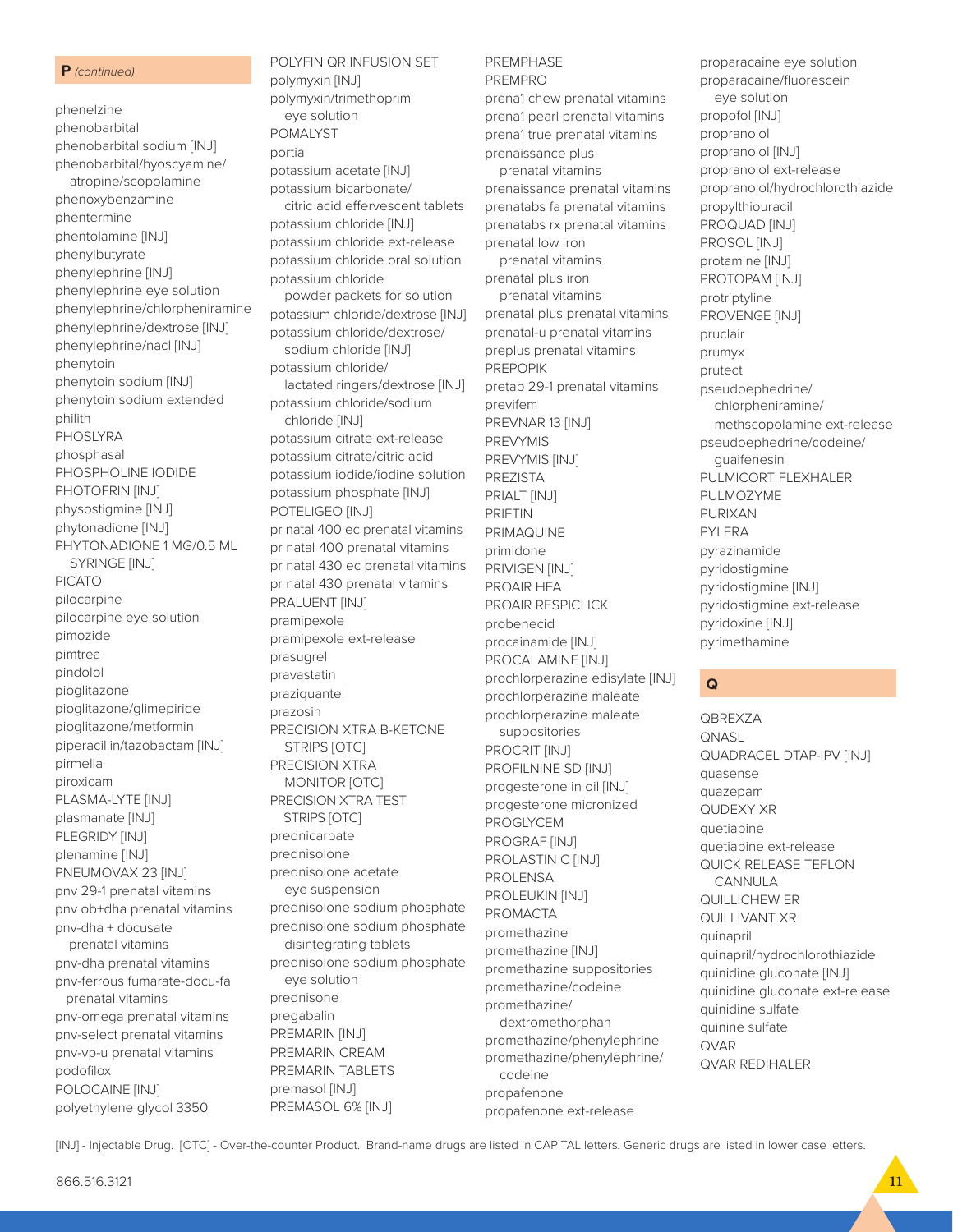## P *(continued)*

phenelzine
phenobarbital
phenobarbital sodium [INJ]
phenobarbital/hyoscyamine/atropine/scopolamine
phenoxybenzamine
phentermine
phentolamine [INJ]
phenylbutyrate
phenylephrine [INJ]
phenylephrine eye solution
phenylephrine/chlorpheniramine
phenylephrine/dextrose [INJ]
phenylephrine/nacl [INJ]
phenytoin
phenytoin sodium [INJ]
phenytoin sodium extended
philith
PHOSLYRA
phosphasal
PHOSPHOLINE IODIDE
PHOTOFRIN [INJ]
physostigmine [INJ]
phytonadione [INJ]
PHYTONADIONE 1 MG/0.5 ML SYRINGE [INJ]
PICATO
pilocarpine
pilocarpine eye solution
pimozide
pimtrea
pindolol
pioglitazone
pioglitazone/glimepiride
pioglitazone/metformin
piperacillin/tazobactam [INJ]
pirmella
piroxicam
PLASMA-LYTE [INJ]
plasmanate [INJ]
PLEGRIDY [INJ]
plenamine [INJ]
PNEUMOVAX 23 [INJ]
pnv 29-1 prenatal vitamins
pnv ob+dha prenatal vitamins
pnv-dha + docusate prenatal vitamins
pnv-dha prenatal vitamins
pnv-ferrous fumarate-docu-fa prenatal vitamins
pnv-omega prenatal vitamins
pnv-select prenatal vitamins
pnv-vp-u prenatal vitamins
podofilox
POLOCAINE [INJ]
polyethylene glycol 3350
POLYFIN QR INFUSION SET
polymyxin [INJ]
polymyxin/trimethoprim eye solution
POMALYST
portia
potassium acetate [INJ]
potassium bicarbonate/citric acid effervescent tablets
potassium chloride [INJ]
potassium chloride ext-release
potassium chloride oral solution
potassium chloride powder packets for solution
potassium chloride/dextrose [INJ]
potassium chloride/dextrose/sodium chloride [INJ]
potassium chloride/lactated ringers/dextrose [INJ]
potassium chloride/sodium chloride [INJ]
potassium citrate ext-release
potassium citrate/citric acid
potassium iodide/iodine solution
potassium phosphate [INJ]
POTELIGEO [INJ]
pr natal 400 ec prenatal vitamins
pr natal 400 prenatal vitamins
pr natal 430 ec prenatal vitamins
pr natal 430 prenatal vitamins
PRALUENT [INJ]
pramipexole
pramipexole ext-release
prasugrel
pravastatin
praziquantel
prazosin
PRECISION XTRA B-KETONE STRIPS [OTC]
PRECISION XTRA MONITOR [OTC]
PRECISION XTRA TEST STRIPS [OTC]
prednicarbate
prednisolone
prednisolone acetate eye suspension
prednisolone sodium phosphate
prednisolone sodium phosphate disintegrating tablets
prednisolone sodium phosphate eye solution
prednisone
pregabalin
PREMARIN [INJ]
PREMARIN CREAM
PREMARIN TABLETS
premasol [INJ]
PREMASOL 6% [INJ]
PREMPHASE
PREMPRO
prena1 chew prenatal vitamins
prena1 pearl prenatal vitamins
prena1 true prenatal vitamins
prenaissance plus prenatal vitamins
prenaissance prenatal vitamins
prenatabs fa prenatal vitamins
prenatabs rx prenatal vitamins
prenatal low iron prenatal vitamins
prenatal plus iron prenatal vitamins
prenatal plus prenatal vitamins
prenatal-u prenatal vitamins
preplus prenatal vitamins
PREPOPIK
pretab 29-1 prenatal vitamins
previfem
PREVNAR 13 [INJ]
PREVYMIS
PREVYMIS [INJ]
PREZISTA
PRIALT [INJ]
PRIFTIN
PRIMAQUINE
primidone
PRIVIGEN [INJ]
PROAIR HFA
PROAIR RESPICLICK
probenecid
procainamide [INJ]
PROCALAMINE [INJ]
prochlorperazine edisylate [INJ]
prochlorperazine maleate
prochlorperazine maleate suppositories
PROCRIT [INJ]
PROFILNINE SD [INJ]
progesterone in oil [INJ]
progesterone micronized
PROGLYCEM
PROGRAF [INJ]
PROLASTIN C [INJ]
PROLENSA
PROLEUKIN [INJ]
PROMACTA
promethazine
promethazine [INJ]
promethazine suppositories
promethazine/codeine
promethazine/dextromethorphan
promethazine/phenylephrine
promethazine/phenylephrine/codeine
propafenone
propafenone ext-release
proparacaine eye solution
proparacaine/fluorescein eye solution
propofol [INJ]
propranolol
propranolol [INJ]
propranolol ext-release
propranolol/hydrochlorothiazide
propylthiouracil
PROQUAD [INJ]
PROSOL [INJ]
protamine [INJ]
PROTOPAM [INJ]
protriptyline
PROVENGE [INJ]
pruclair
prumyx
prutect
pseudoephedrine/chlorpheniramine/methscopolamine ext-release
pseudoephedrine/codeine/guaifenesin
PULMICORT FLEXHALER
PULMOZYME
PURIXAN
PYLERA
pyrazinamide
pyridostigmine
pyridostigmine [INJ]
pyridostigmine ext-release
pyridoxine [INJ]
pyrimethamine

## Q

QBREXZA
QNASL
QUADRACEL DTAP-IPV [INJ]
quasense
quazepam
QUDEXY XR
quetiapine
quetiapine ext-release
QUICK RELEASE TEFLON CANNULA
QUILLICHEW ER
QUILLIVANT XR
quinapril
quinapril/hydrochlorothiazide
quinidine gluconate [INJ]
quinidine gluconate ext-release
quinidine sulfate
quinine sulfate
QVAR
QVAR REDIHALER

[INJ] - Injectable Drug. [OTC] - Over-the-counter Product. Brand-name drugs are listed in CAPITAL letters. Generic drugs are listed in lower case letters.

866.516.3121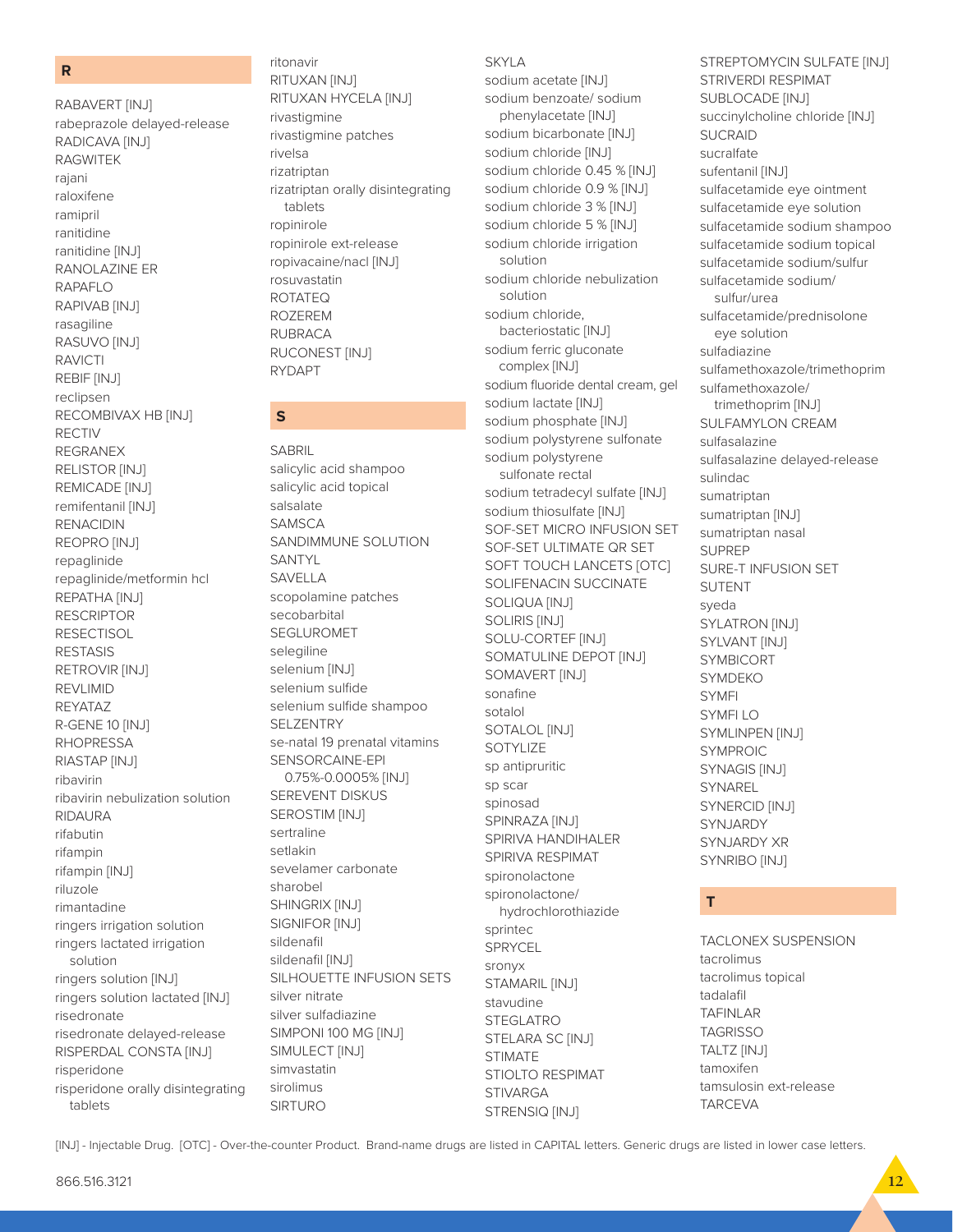## R

RABAVERT [INJ]
rabeprazole delayed-release
RADICAVA [INJ]
RAGWITEK
rajani
raloxifene
ramipril
ranitidine
ranitidine [INJ]
RANOLAZINE ER
RAPAFLO
RAPIVAB [INJ]
rasagiline
RASUVO [INJ]
RAVICTI
REBIF [INJ]
reclipsen
RECOMBIVAX HB [INJ]
RECTIV
REGRANEX
RELISTOR [INJ]
REMICADE [INJ]
remifentanil [INJ]
RENACIDIN
REOPRO [INJ]
repaglinide
repaglinide/metformin hcl
REPATHA [INJ]
RESCRIPTOR
RESECTISOL
RESTASIS
RETROVIR [INJ]
REVLIMID
REYATAZ
R-GENE 10 [INJ]
RHOPRESSA
RIASTAP [INJ]
ribavirin
ribavirin nebulization solution
RIDAURA
rifabutin
rifampin
rifampin [INJ]
riluzole
rimantadine
ringers irrigation solution
ringers lactated irrigation solution
ringers solution [INJ]
ringers solution lactated [INJ]
risedronate
risedronate delayed-release
RISPERDAL CONSTA [INJ]
risperidone
risperidone orally disintegrating tablets
ritonavir
RITUXAN [INJ]
RITUXAN HYCELA [INJ]
rivastigmine
rivastigmine patches
rivelsa
rizatriptan
rizatriptan orally disintegrating tablets
ropinirole
ropinirole ext-release
ropivacaine/nacl [INJ]
rosuvastatin
ROTATEQ
ROZEREM
RUBRACA
RUCONEST [INJ]
RYDAPT

## S

SABRIL
salicylic acid shampoo
salicylic acid topical
salsalate
SAMSCA
SANDIMMUNE SOLUTION
SANTYL
SAVELLA
scopolamine patches
secobarbital
SEGLUROMET
selegiline
selenium [INJ]
selenium sulfide
selenium sulfide shampoo
SELZENTRY
se-natal 19 prenatal vitamins
SENSORCAINE-EPI 0.75%-0.0005% [INJ]
SEREVENT DISKUS
SEROSTIM [INJ]
sertraline
setlakin
sevelamer carbonate
sharobel
SHINGRIX [INJ]
SIGNIFOR [INJ]
sildenafil
sildenafil [INJ]
SILHOUETTE INFUSION SETS
silver nitrate
silver sulfadiazine
SIMPONI 100 MG [INJ]
SIMULECT [INJ]
simvastatin
sirolimus
SIRTURO
SKYLA
sodium acetate [INJ]
sodium benzoate/ sodium phenylacetate [INJ]
sodium bicarbonate [INJ]
sodium chloride [INJ]
sodium chloride 0.45 % [INJ]
sodium chloride 0.9 % [INJ]
sodium chloride 3 % [INJ]
sodium chloride 5 % [INJ]
sodium chloride irrigation solution
sodium chloride nebulization solution
sodium chloride, bacteriostatic [INJ]
sodium ferric gluconate complex [INJ]
sodium fluoride dental cream, gel
sodium lactate [INJ]
sodium phosphate [INJ]
sodium polystyrene sulfonate
sodium polystyrene sulfonate rectal
sodium tetradecyl sulfate [INJ]
sodium thiosulfate [INJ]
SOF-SET MICRO INFUSION SET
SOF-SET ULTIMATE QR SET
SOFT TOUCH LANCETS [OTC]
SOLIFENACIN SUCCINATE
SOLIQUA [INJ]
SOLIRIS [INJ]
SOLU-CORTEF [INJ]
SOMATULINE DEPOT [INJ]
SOMAVERT [INJ]
sonafine
sotalol
SOTALOL [INJ]
SOTYLIZE
sp antipruritic
sp scar
spinosad
SPINRAZA [INJ]
SPIRIVA HANDIHALER
SPIRIVA RESPIMAT
spironolactone
spironolactone/ hydrochlorothiazide
sprintec
SPRYCEL
sronyx
STAMARIL [INJ]
stavudine
STEGLATRO
STELARA SC [INJ]
STIMATE
STIOLTO RESPIMAT
STIVARGA
STRENSIQ [INJ]
STREPTOMYCIN SULFATE [INJ]
STRIVERDI RESPIMAT
SUBLOCADE [INJ]
succinylcholine chloride [INJ]
SUCRAID
sucralfate
sufentanil [INJ]
sulfacetamide eye ointment
sulfacetamide eye solution
sulfacetamide sodium shampoo
sulfacetamide sodium topical
sulfacetamide sodium/sulfur
sulfacetamide sodium/ sulfur/urea
sulfacetamide/prednisolone eye solution
sulfadiazine
sulfamethoxazole/trimethoprim
sulfamethoxazole/ trimethoprim [INJ]
SULFAMYLON CREAM
sulfasalazine
sulfasalazine delayed-release
sulindac
sumatriptan
sumatriptan [INJ]
sumatriptan nasal
SUPREP
SURE-T INFUSION SET
SUTENT
syeda
SYLATRON [INJ]
SYLVANT [INJ]
SYMBICORT
SYMDEKO
SYMFI
SYMFI LO
SYMLINPEN [INJ]
SYMPROIC
SYNAGIS [INJ]
SYNAREL
SYNERCID [INJ]
SYNJARDY
SYNJARDY XR
SYNRIBO [INJ]

## T

TACLONEX SUSPENSION
tacrolimus
tacrolimus topical
tadalafil
TAFINLAR
TAGRISSO
TALTZ [INJ]
tamoxifen
tamsulosin ext-release
TARCEVA

[INJ] - Injectable Drug. [OTC] - Over-the-counter Product. Brand-name drugs are listed in CAPITAL letters. Generic drugs are listed in lower case letters.

866.516.3121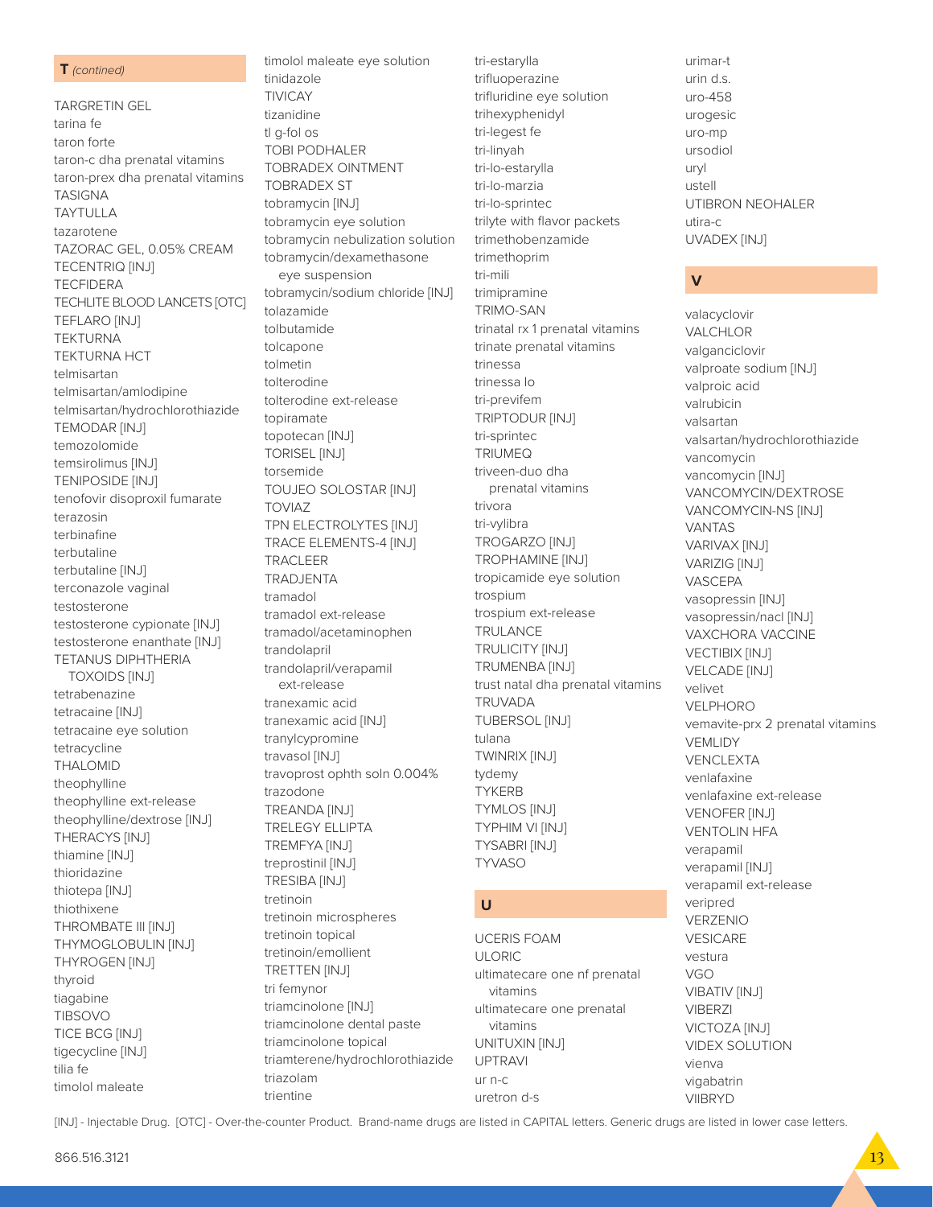## T *(continued)*

TARGRETIN GEL
tarina fe
taron forte
taron-c dha prenatal vitamins
taron-prex dha prenatal vitamins
TASIGNA
TAYTULLA
tazarotene
TAZORAC GEL, 0.05% CREAM
TECENTRIQ [INJ]
TECFIDERA
TECHLITE BLOOD LANCETS [OTC]
TEFLARO [INJ]
TEKTURNA
TEKTURNA HCT
telmisartan
telmisartan/amlodipine
telmisartan/hydrochlorothiazide
TEMODAR [INJ]
temozolomide
temsirolimus [INJ]
TENIPOSIDE [INJ]
tenofovir disoproxil fumarate
terazosin
terbinafine
terbutaline
terbutaline [INJ]
terconazole vaginal
testosterone
testosterone cypionate [INJ]
testosterone enanthate [INJ]
TETANUS DIPHTHERIA TOXOIDS [INJ]
tetrabenazine
tetracaine [INJ]
tetracaine eye solution
tetracycline
THALOMID
theophylline
theophylline ext-release
theophylline/dextrose [INJ]
THERACYS [INJ]
thiamine [INJ]
thioridazine
thiotepa [INJ]
thiothixene
THROMBATE III [INJ]
THYMOGLOBULIN [INJ]
THYROGEN [INJ]
thyroid
tiagabine
TIBSOVO
TICE BCG [INJ]
tigecycline [INJ]
tilia fe
timolol maleate
timolol maleate eye solution
tinidazole
TIVICAY
tizanidine
tl g-fol os
TOBI PODHALER
TOBRADEX OINTMENT
TOBRADEX ST
tobramycin [INJ]
tobramycin eye solution
tobramycin nebulization solution
tobramycin/dexamethasone eye suspension
tobramycin/sodium chloride [INJ]
tolazamide
tolbutamide
tolcapone
tolmetin
tolterodine
tolterodine ext-release
topiramate
topotecan [INJ]
TORISEL [INJ]
torsemide
TOUJEO SOLOSTAR [INJ]
TOVIAZ
TPN ELECTROLYTES [INJ]
TRACE ELEMENTS-4 [INJ]
TRACLEER
TRADJENTA
tramadol
tramadol ext-release
tramadol/acetaminophen
trandolapril
trandolapril/verapamil ext-release
tranexamic acid
tranexamic acid [INJ]
tranylcypromine
travasol [INJ]
travoprost ophth soln 0.004%
trazodone
TREANDA [INJ]
TRELEGY ELLIPTA
TREMFYA [INJ]
treprostinil [INJ]
TRESIBA [INJ]
tretinoin
tretinoin microspheres
tretinoin topical
tretinoin/emollient
TRETTEN [INJ]
tri femynor
triamcinolone [INJ]
triamcinolone dental paste
triamcinolone topical
triamterene/hydrochlorothiazide
triazolam
trientine
tri-estarylla
trifluoperazine
trifluridine eye solution
trihexyphenidyl
tri-legest fe
tri-linyah
tri-lo-estarylla
tri-lo-marzia
tri-lo-sprintec
trilyte with flavor packets
trimethobenzamide
trimethoprim
tri-mili
trimipramine
TRIMO-SAN
trinatal rx 1 prenatal vitamins
trinate prenatal vitamins
trinessa
trinessa lo
tri-previfem
TRIPTODUR [INJ]
tri-sprintec
TRIUMEQ
triveen-duo dha prenatal vitamins
trivora
tri-vylibra
TROGARZO [INJ]
TROPHAMINE [INJ]
tropicamide eye solution
trospium
trospium ext-release
TRULANCE
TRULICITY [INJ]
TRUMENBA [INJ]
trust natal dha prenatal vitamins
TRUVADA
TUBERSOL [INJ]
tulana
TWINRIX [INJ]
tydemy
TYKERB
TYMLOS [INJ]
TYPHIM VI [INJ]
TYSABRI [INJ]
TYVASO

## U

UCERIS FOAM
ULORIC
ultimatecare one nf prenatal vitamins
ultimatecare one prenatal vitamins
UNITUXIN [INJ]
UPTRAVI
ur n-c
uretron d-s
urimar-t
urin d.s.
uro-458
urogesic
uro-mp
ursodiol
uryl
ustell
UTIBRON NEOHALER
utira-c
UVADEX [INJ]

## V

valacyclovir
VALCHLOR
valganciclovir
valproate sodium [INJ]
valproic acid
valrubicin
valsartan
valsartan/hydrochlorothiazide
vancomycin
vancomycin [INJ]
VANCOMYCIN/DEXTROSE
VANCOMYCIN-NS [INJ]
VANTAS
VARIVAX [INJ]
VARIZIG [INJ]
VASCEPA
vasopressin [INJ]
vasopressin/nacl [INJ]
VAXCHORA VACCINE
VECTIBIX [INJ]
VELCADE [INJ]
velivet
VELPHORO
vemavite-prx 2 prenatal vitamins
VEMLIDY
VENCLEXTA
venlafaxine
venlafaxine ext-release
VENOFER [INJ]
VENTOLIN HFA
verapamil
verapamil [INJ]
verapamil ext-release
veripred
VERZENIO
VESICARE
vestura
VGO
VIBATIV [INJ]
VIBERZI
VICTOZA [INJ]
VIDEX SOLUTION
vienva
vigabatrin
VIIBRYD

[INJ] - Injectable Drug. [OTC] - Over-the-counter Product. Brand-name drugs are listed in CAPITAL letters. Generic drugs are listed in lower case letters.

866.516.3121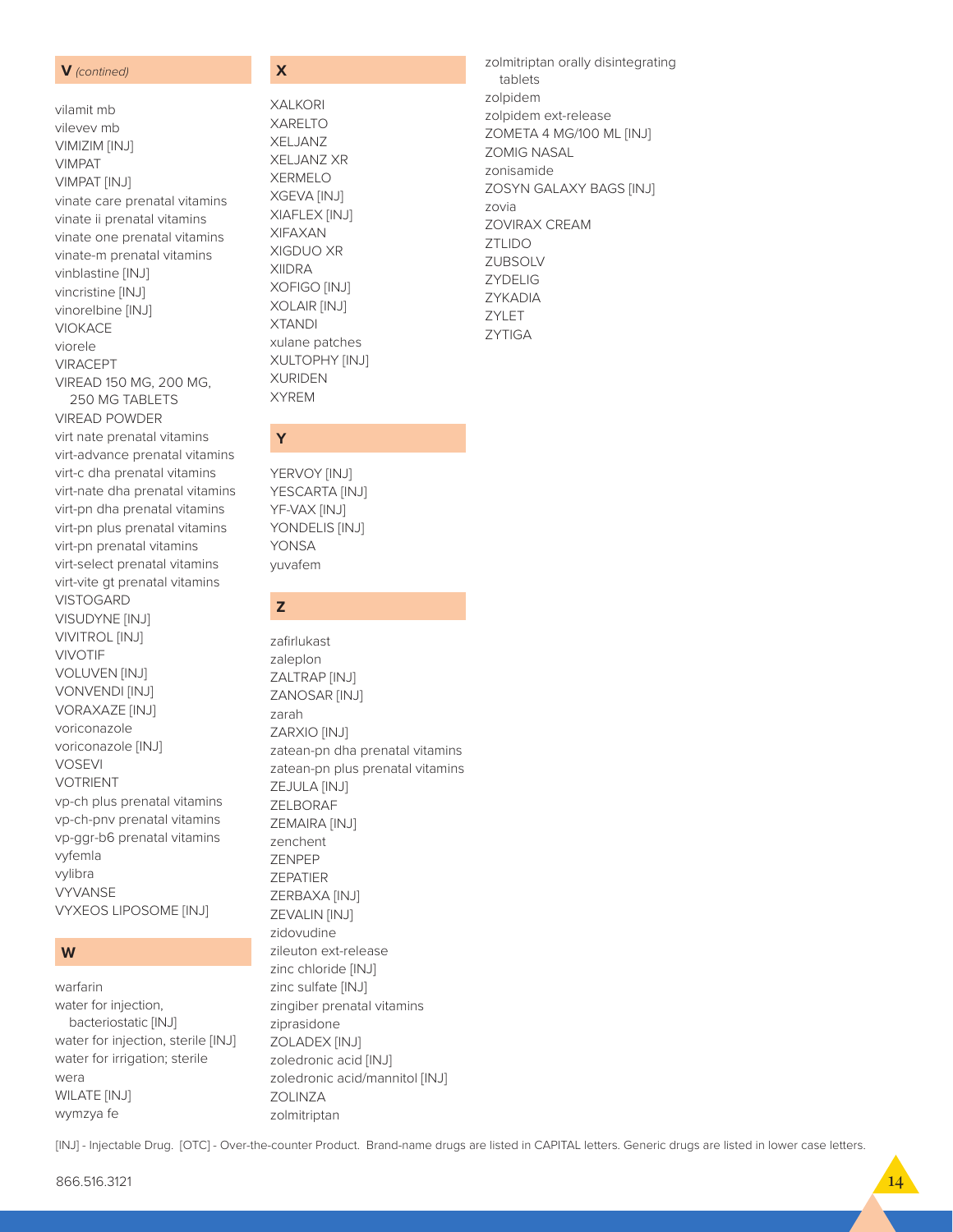## V *(contined)*

vilamit mb
vilevev mb
VIMIZIM [INJ]
VIMPAT
VIMPAT [INJ]
vinate care prenatal vitamins
vinate ii prenatal vitamins
vinate one prenatal vitamins
vinate-m prenatal vitamins
vinblastine [INJ]
vincristine [INJ]
vinorelbine [INJ]
VIOKACE
viorele
VIRACEPT
VIREAD 150 MG, 200 MG, 250 MG TABLETS
VIREAD POWDER
virt nate prenatal vitamins
virt-advance prenatal vitamins
virt-c dha prenatal vitamins
virt-nate dha prenatal vitamins
virt-pn dha prenatal vitamins
virt-pn plus prenatal vitamins
virt-pn prenatal vitamins
virt-select prenatal vitamins
virt-vite gt prenatal vitamins
VISTOGARD
VISUDYNE [INJ]
VIVITROL [INJ]
VIVOTIF
VOLUVEN [INJ]
VONVENDI [INJ]
VORAXAZE [INJ]
voriconazole
voriconazole [INJ]
VOSEVI
VOTRIENT
vp-ch plus prenatal vitamins
vp-ch-pnv prenatal vitamins
vp-ggr-b6 prenatal vitamins
vyfemla
vylibra
VYVANSE
VYXEOS LIPOSOME [INJ]

## W

warfarin
water for injection, bacteriostatic [INJ]
water for injection, sterile [INJ]
water for irrigation; sterile
wera
WILATE [INJ]
wymzya fe

## X

XALKORI
XARELTO
XELJANZ
XELJANZ XR
XERMELO
XGEVA [INJ]
XIAFLEX [INJ]
XIFAXAN
XIGDUO XR
XIIDRA
XOFIGO [INJ]
XOLAIR [INJ]
XTANDI
xulane patches
XULTOPHY [INJ]
XURIDEN
XYREM

## Y

YERVOY [INJ]
YESCARTA [INJ]
YF-VAX [INJ]
YONDELIS [INJ]
YONSA
yuvafem

## Z

zafirlukast
zaleplon
ZALTRAP [INJ]
ZANOSAR [INJ]
zarah
ZARXIO [INJ]
zatean-pn dha prenatal vitamins
zatean-pn plus prenatal vitamins
ZEJULA [INJ]
ZELBORAF
ZEMAIRA [INJ]
zenchent
ZENPEP
ZEPATIER
ZERBAXA [INJ]
ZEVALIN [INJ]
zidovudine
zileuton ext-release
zinc chloride [INJ]
zinc sulfate [INJ]
zingiber prenatal vitamins
ziprasidone
ZOLADEX [INJ]
zoledronic acid [INJ]
zoledronic acid/mannitol [INJ]
ZOLINZA
zolmitriptan
zolmitriptan orally disintegrating tablets
zolpidem
zolpidem ext-release
ZOMETA 4 MG/100 ML [INJ]
ZOMIG NASAL
zonisamide
ZOSYN GALAXY BAGS [INJ]
zovia
ZOVIRAX CREAM
ZTLIDO
ZUBSOLV
ZYDELIG
ZYKADIA
ZYLET
ZYTIGA

[INJ] - Injectable Drug. [OTC] - Over-the-counter Product. Brand-name drugs are listed in CAPITAL letters. Generic drugs are listed in lower case letters.

866.516.3121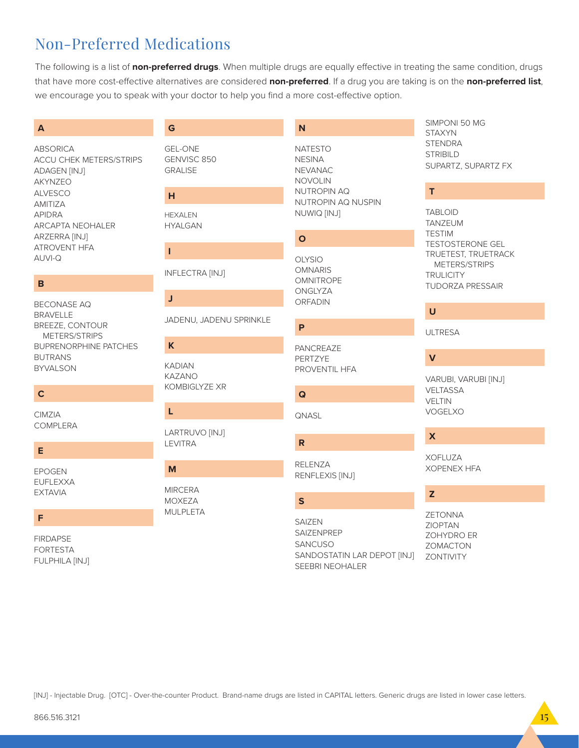# Non-Preferred Medications

The following is a list of **non-preferred drugs**. When multiple drugs are equally effective in treating the same condition, drugs that have more cost-effective alternatives are considered **non-preferred**. If a drug you are taking is on the **non-preferred list**, we encourage you to speak with your doctor to help you find a more cost-effective option.

### A

ABSORICA
ACCU CHEK METERS/STRIPS
ADAGEN [INJ]
AKYNZEO
ALVESCO
AMITIZA
APIDRA
ARCAPTA NEOHALER
ARZERRA [INJ]
ATROVENT HFA
AUVI-Q

### B

BECONASE AQ
BRAVELLE
BREEZE, CONTOUR METERS/STRIPS
BUPRENORPHINE PATCHES
BUTRANS
BYVALSON

### C

CIMZIA
COMPLERA

### E

EPOGEN
EUFLEXXA
EXTAVIA

### F

FIRDAPSE
FORTESTA
FULPHILA [INJ]

### G

GEL-ONE
GENVISC 850
GRALISE

### H

HEXALEN
HYALGAN

### I

INFLECTRA [INJ]

### J

JADENU, JADENU SPRINKLE

### K

KADIAN
KAZANO
KOMBIGLYZE XR

### L

LARTRUVO [INJ]
LEVITRA

### M

MIRCERA
MOXEZA
MULPLETA

### N

NATESTO
NESINA
NEVANAC
NOVOLIN
NUTROPIN AQ
NUTROPIN AQ NUSPIN
NUWIQ [INJ]

### O

OLYSIO
OMNARIS
OMNITROPE
ONGLYZA
ORFADIN

### P

PANCREAZE
PERTZYE
PROVENTIL HFA

### Q

QNASL

### R

RELENZA
RENFLEXIS [INJ]

### S

SAIZEN
SAIZENPREP
SANCUSO
SANDOSTATIN LAR DEPOT [INJ]
SEEBRI NEOHALER
SIMPONI 50 MG
STAXYN
STENDRA
STRIBILD
SUPARTZ, SUPARTZ FX

### T

TABLOID
TANZEUM
TESTIM
TESTOSTERONE GEL
TRUETEST, TRUETRACK METERS/STRIPS
TRULICITY
TUDORZA PRESSAIR

### U

ULTRESA

### V

VARUBI, VARUBI [INJ]
VELTASSA
VELTIN
VOGELXO

### X

XOFLUZA
XOPENEX HFA

### Z

ZETONNA
ZIOPTAN
ZOHYDRO ER
ZOMACTON
ZONTIVITY

[INJ] - Injectable Drug. [OTC] - Over-the-counter Product. Brand-name drugs are listed in CAPITAL letters. Generic drugs are listed in lower case letters.

866.516.3121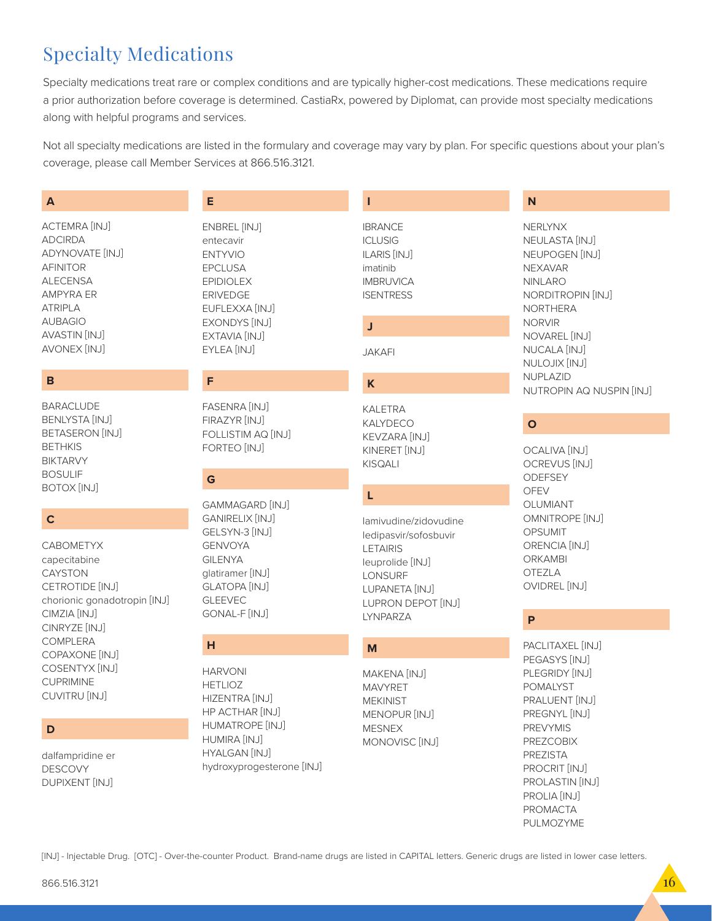# Specialty Medications

Specialty medications treat rare or complex conditions and are typically higher-cost medications. These medications require a prior authorization before coverage is determined. CastiaRx, powered by Diplomat, can provide most specialty medications along with helpful programs and services.

Not all specialty medications are listed in the formulary and coverage may vary by plan. For specific questions about your plan's coverage, please call Member Services at 866.516.3121.

### A

ACTEMRA [INJ]
ADCIRDA
ADYNOVATE [INJ]
AFINITOR
ALECENSA
AMPYRA ER
ATRIPLA
AUBAGIO
AVASTIN [INJ]
AVONEX [INJ]

### B

BARACLUDE
BENLYSTA [INJ]
BETASERON [INJ]
BETHKIS
BIKTARVY
BOSULIF
BOTOX [INJ]

### C

CABOMETYX
capecitabine
CAYSTON
CETROTIDE [INJ]
chorionic gonadotropin [INJ]
CIMZIA [INJ]
CINRYZE [INJ]
COMPLERA
COPAXONE [INJ]
COSENTYX [INJ]
CUPRIMINE
CUVITRU [INJ]

### D

dalfampridine er
DESCOVY
DUPIXENT [INJ]

### E

ENBREL [INJ]
entecavir
ENTYVIO
EPCLUSA
EPIDIOLEX
ERIVEDGE
EUFLEXXA [INJ]
EXONDYS [INJ]
EXTAVIA [INJ]
EYLEA [INJ]

### F

FASENRA [INJ]
FIRAZYR [INJ]
FOLLISTIM AQ [INJ]
FORTEO [INJ]

### G

GAMMAGARD [INJ]
GANIRELIX [INJ]
GELSYN-3 [INJ]
GENVOYA
GILENYA
glatiramer [INJ]
GLATOPA [INJ]
GLEEVEC
GONAL-F [INJ]

### H

HARVONI
HETLIOZ
HIZENTRA [INJ]
HP ACTHAR [INJ]
HUMATROPE [INJ]
HUMIRA [INJ]
HYALGAN [INJ]
hydroxyprogesterone [INJ]

### I

IBRANCE
ICLUSIG
ILARIS [INJ]
imatinib
IMBRUVICA
ISENTRESS

### J

JAKAFI

### K

KALETRA
KALYDECO
KEVZARA [INJ]
KINERET [INJ]
KISQALI

### L

lamivudine/zidovudine
ledipasvir/sofosbuvir
LETAIRIS
leuprolide [INJ]
LONSURF
LUPANETA [INJ]
LUPRON DEPOT [INJ]
LYNPARZA

### M

MAKENA [INJ]
MAVYRET
MEKINIST
MENOPUR [INJ]
MESNEX
MONOVISC [INJ]

### N

NERLYNX
NEULASTA [INJ]
NEUPOGEN [INJ]
NEXAVAR
NINLARO
NORDITROPIN [INJ]
NORTHERA
NORVIR
NOVAREL [INJ]
NUCALA [INJ]
NULOJIX [INJ]
NUPLAZID
NUTROPIN AQ NUSPIN [INJ]

### O

OCALIVA [INJ]
OCREVUS [INJ]
ODEFSEY
OFEV
OLUMIANT
OMNITROPE [INJ]
OPSUMIT
ORENCIA [INJ]
ORKAMBI
OTEZLA
OVIDREL [INJ]

### P

PACLITAXEL [INJ]
PEGASYS [INJ]
PLEGRIDY [INJ]
POMALYST
PRALUENT [INJ]
PREGNYL [INJ]
PREVYMIS
PREZCOBIX
PREZISTA
PROCRIT [INJ]
PROLASTIN [INJ]
PROLIA [INJ]
PROMACTA
PULMOZYME

[INJ] - Injectable Drug. [OTC] - Over-the-counter Product. Brand-name drugs are listed in CAPITAL letters. Generic drugs are listed in lower case letters.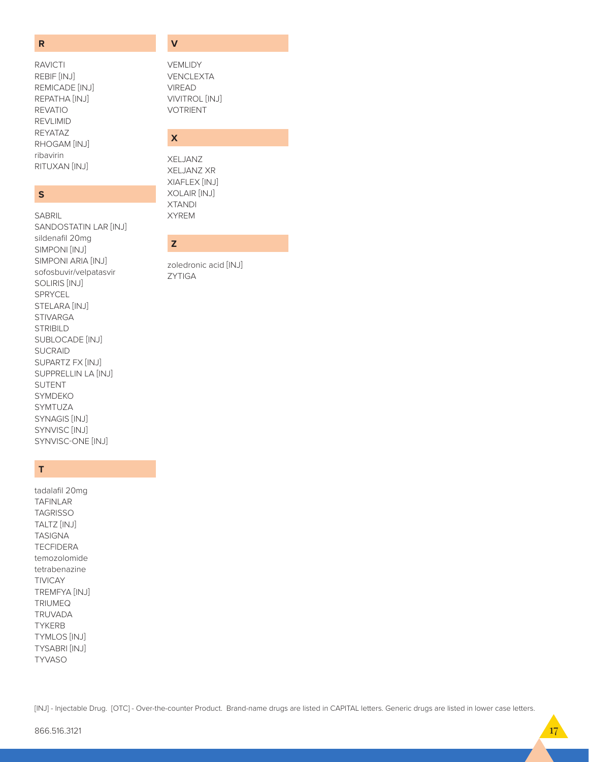## R

RAVICTI
REBIF [INJ]
REMICADE [INJ]
REPATHA [INJ]
REVATIO
REVLIMID
REYATAZ
RHOGAM [INJ]
ribavirin
RITUXAN [INJ]

## S

SABRIL
SANDOSTATIN LAR [INJ]
sildenafil 20mg
SIMPONI [INJ]
SIMPONI ARIA [INJ]
sofosbuvir/velpatasvir
SOLIRIS [INJ]
SPRYCEL
STELARA [INJ]
STIVARGA
STRIBILD
SUBLOCADE [INJ]
SUCRAID
SUPARTZ FX [INJ]
SUPPRELLIN LA [INJ]
SUTENT
SYMDEKO
SYMTUZA
SYNAGIS [INJ]
SYNVISC [INJ]
SYNVISC-ONE [INJ]

## T

tadalafil 20mg
TAFINLAR
TAGRISSO
TALTZ [INJ]
TASIGNA
TECFIDERA
temozolomide
tetrabenazine
TIVICAY
TREMFYA [INJ]
TRIUMEQ
TRUVADA
TYKERB
TYMLOS [INJ]
TYSABRI [INJ]
TYVASO

## V

VEMLIDY
VENCLEXTA
VIREAD
VIVITROL [INJ]
VOTRIENT

## X

XELJANZ
XELJANZ XR
XIAFLEX [INJ]
XOLAIR [INJ]
XTANDI
XYREM

## Z

zoledronic acid [INJ]
ZYTIGA

[INJ] - Injectable Drug. [OTC] - Over-the-counter Product. Brand-name drugs are listed in CAPITAL letters. Generic drugs are listed in lower case letters.

866.516.3121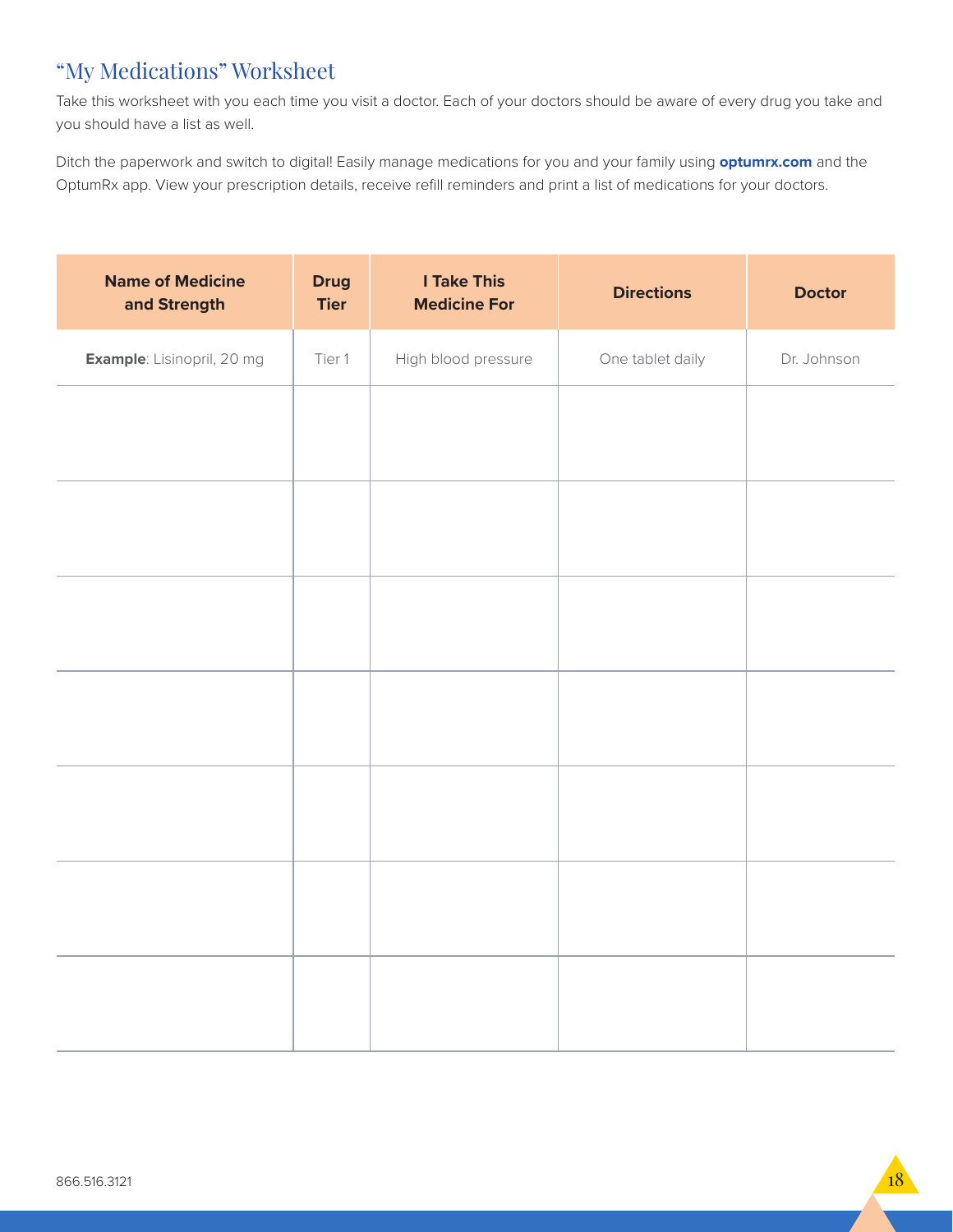## "My Medications" Worksheet

Take this worksheet with you each time you visit a doctor. Each of your doctors should be aware of every drug you take and you should have a list as well.

Ditch the paperwork and switch to digital! Easily manage medications for you and your family using **optumrx.com** and the OptumRx app. View your prescription details, receive refill reminders and print a list of medications for your doctors.

| Name of Medicine and Strength | Drug Tier | I Take This Medicine For | Directions | Doctor |
|---|---|---|---|---|
| **Example**: Lisinopril, 20 mg | Tier 1 | High blood pressure | One tablet daily | Dr. Johnson |
| | | | | |
| | | | | |
| | | | | |
| | | | | |
| | | | | |
| | | | | |
| | | | | |

866.516.3121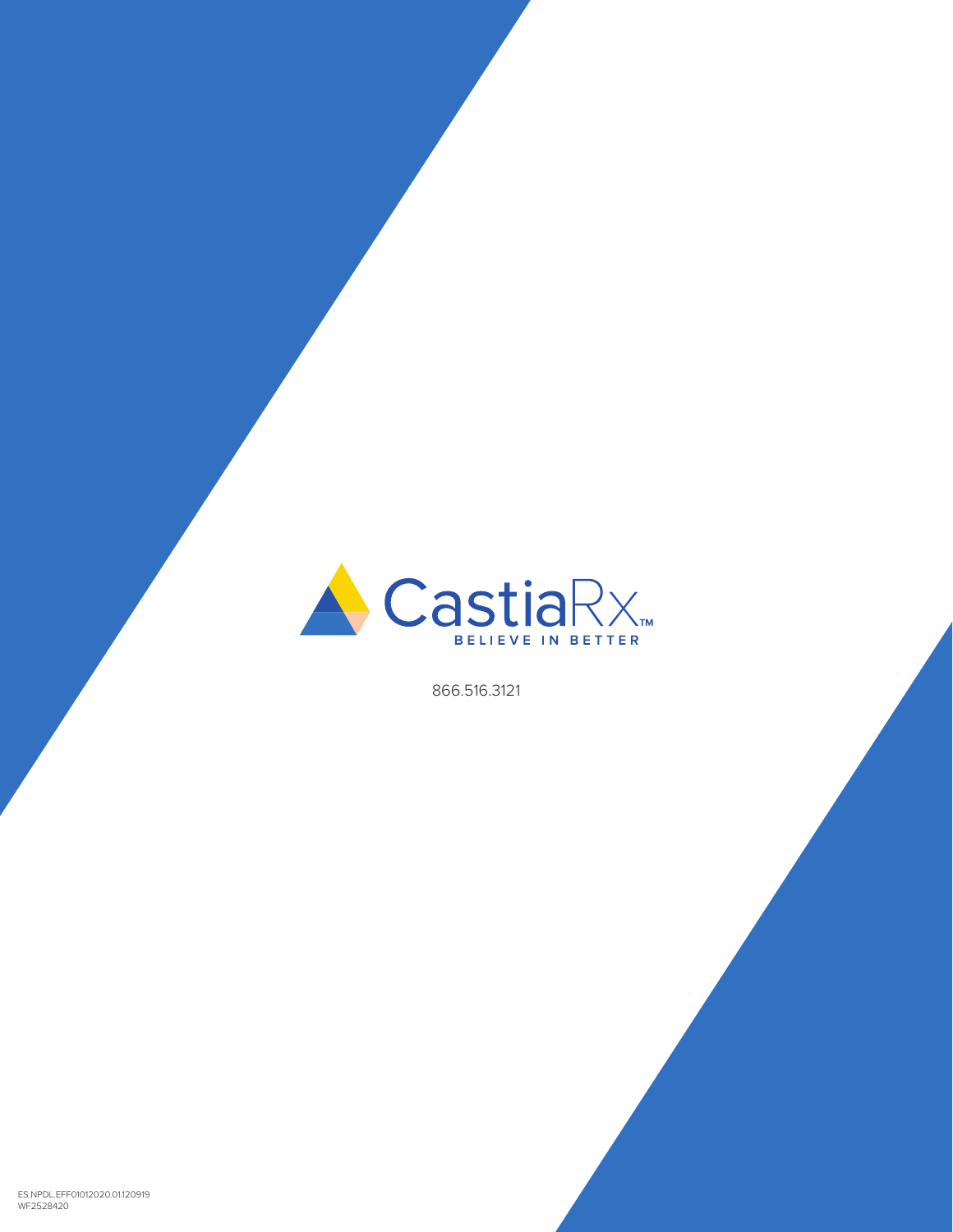CastiaRx™

BELIEVE IN BETTER

866.516.3121

ES.NPDL.EFF01012020.01120919
WF2528420